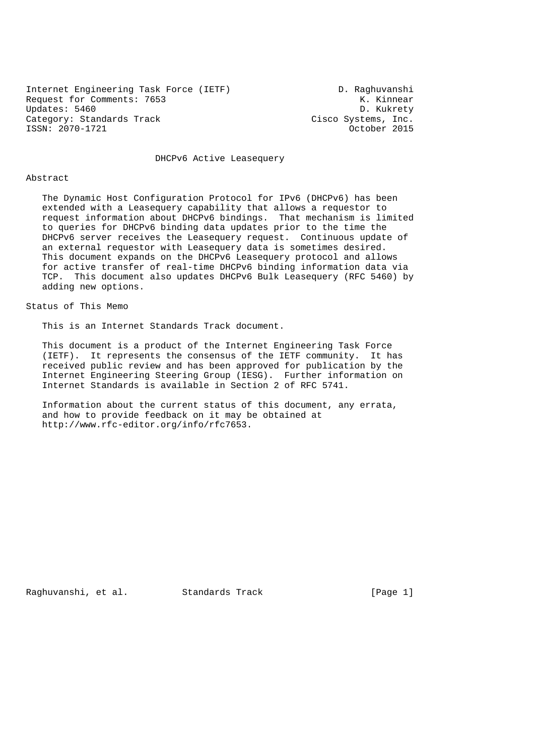Internet Engineering Task Force (IETF) D. Raghuvanshi
Request for Comments: 7653 K. Kinnear
Updates: 5460 D. Kukrety
Category: Standards Track Cisco Systems, Inc.
ISSN: 2070-1721 October 2015

# DHCPv6 Active Leasequery

## Abstract

The Dynamic Host Configuration Protocol for IPv6 (DHCPv6) has been extended with a Leasequery capability that allows a requestor to request information about DHCPv6 bindings. That mechanism is limited to queries for DHCPv6 binding data updates prior to the time the DHCPv6 server receives the Leasequery request. Continuous update of an external requestor with Leasequery data is sometimes desired. This document expands on the DHCPv6 Leasequery protocol and allows for active transfer of real-time DHCPv6 binding information data via TCP. This document also updates DHCPv6 Bulk Leasequery (RFC 5460) by adding new options.

## Status of This Memo

This is an Internet Standards Track document.

This document is a product of the Internet Engineering Task Force (IETF). It represents the consensus of the IETF community. It has received public review and has been approved for publication by the Internet Engineering Steering Group (IESG). Further information on Internet Standards is available in Section 2 of RFC 5741.

Information about the current status of this document, any errata, and how to provide feedback on it may be obtained at http://www.rfc-editor.org/info/rfc7653.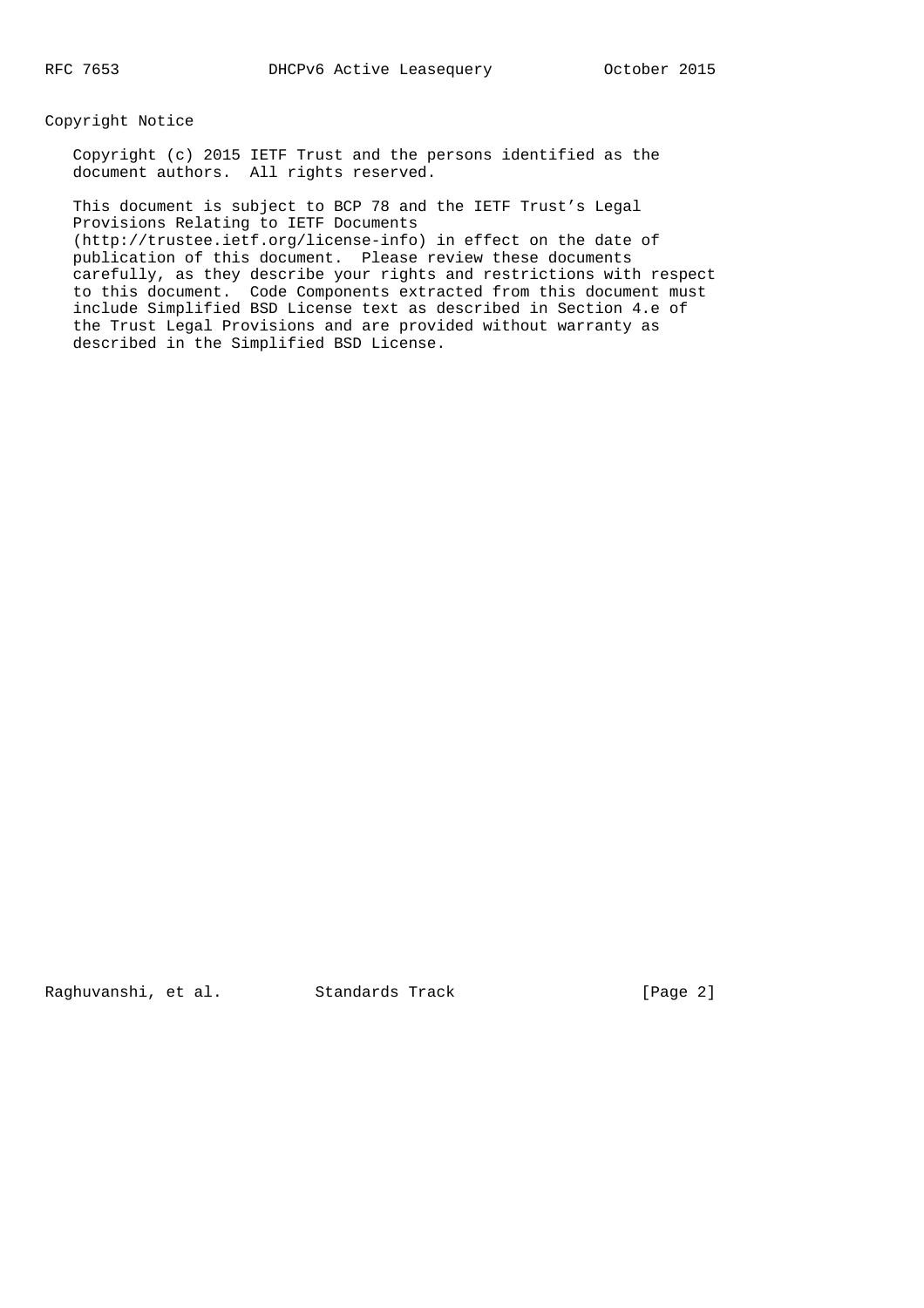## Copyright Notice

Copyright (c) 2015 IETF Trust and the persons identified as the document authors. All rights reserved.

This document is subject to BCP 78 and the IETF Trust's Legal Provisions Relating to IETF Documents (http://trustee.ietf.org/license-info) in effect on the date of publication of this document. Please review these documents carefully, as they describe your rights and restrictions with respect to this document. Code Components extracted from this document must include Simplified BSD License text as described in Section 4.e of the Trust Legal Provisions and are provided without warranty as described in the Simplified BSD License.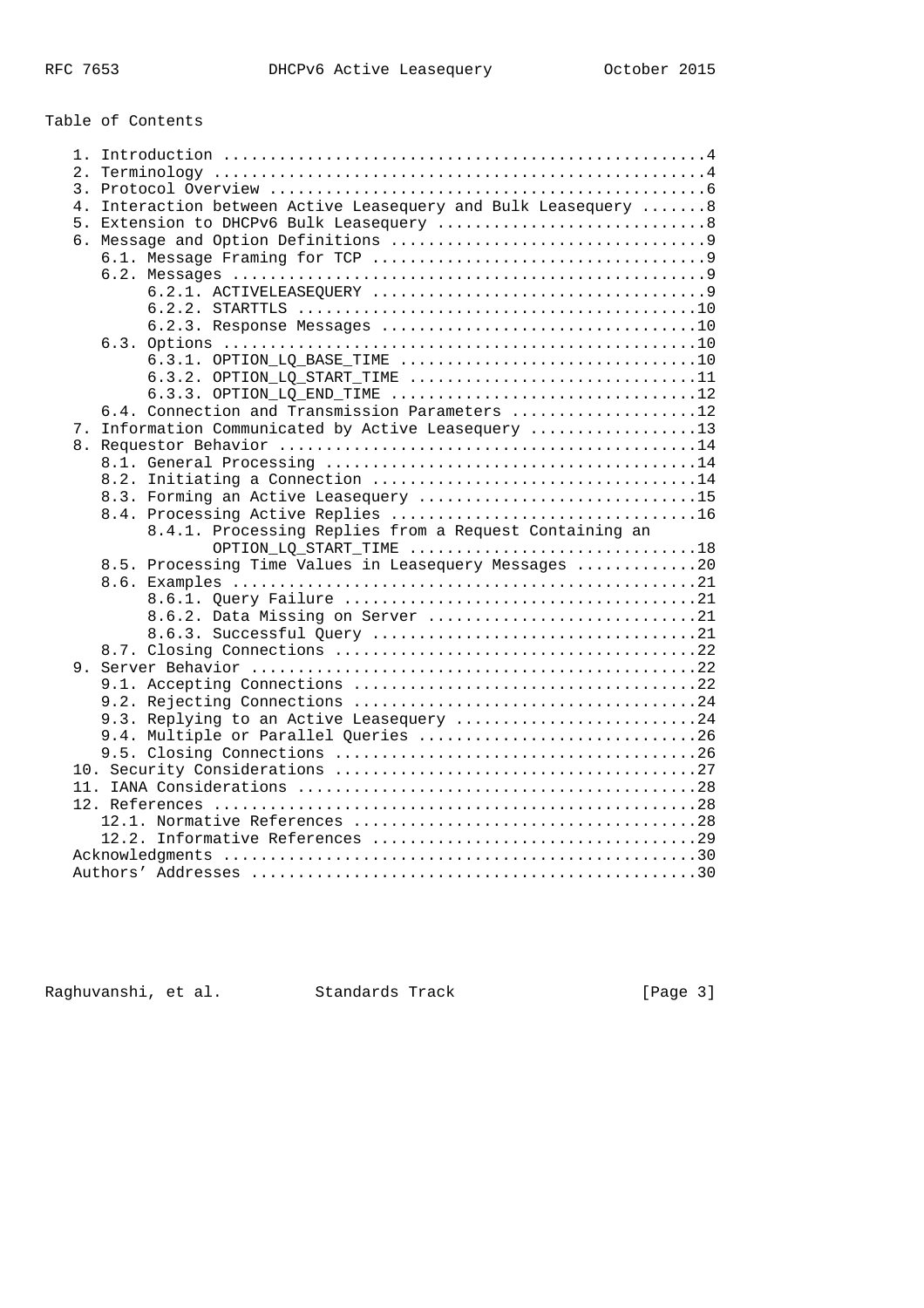Table of Contents

```
   1. Introduction ....................................................4
   2. Terminology .....................................................4
   3. Protocol Overview ...............................................6
   4. Interaction between Active Leasequery and Bulk Leasequery .......8
   5. Extension to DHCPv6 Bulk Leasequery .............................8
   6. Message and Option Definitions ..................................9
      6.1. Message Framing for TCP ....................................9
      6.2. Messages ...................................................9
           6.2.1. ACTIVELEASEQUERY ....................................9
           6.2.2. STARTTLS ...........................................10
           6.2.3. Response Messages ..................................10
      6.3. Options ...................................................10
           6.3.1. OPTION_LQ_BASE_TIME ................................10
           6.3.2. OPTION_LQ_START_TIME ...............................11
           6.3.3. OPTION_LQ_END_TIME .................................12
      6.4. Connection and Transmission Parameters ....................12
   7. Information Communicated by Active Leasequery ..................13
   8. Requestor Behavior .............................................14
      8.1. General Processing ........................................14
      8.2. Initiating a Connection ...................................14
      8.3. Forming an Active Leasequery ..............................15
      8.4. Processing Active Replies .................................16
           8.4.1. Processing Replies from a Request Containing an
                  OPTION_LQ_START_TIME ...............................18
      8.5. Processing Time Values in Leasequery Messages .............20
      8.6. Examples ..................................................21
           8.6.1. Query Failure ......................................21
           8.6.2. Data Missing on Server .............................21
           8.6.3. Successful Query ...................................21
      8.7. Closing Connections .......................................22
   9. Server Behavior ................................................22
      9.1. Accepting Connections .....................................22
      9.2. Rejecting Connections .....................................24
      9.3. Replying to an Active Leasequery ..........................24
      9.4. Multiple or Parallel Queries ..............................26
      9.5. Closing Connections .......................................26
   10. Security Considerations .......................................27
   11. IANA Considerations ...........................................28
   12. References ....................................................28
      12.1. Normative References .....................................28
      12.2. Informative References ...................................29
   Acknowledgments ...................................................30
   Authors' Addresses ................................................30
```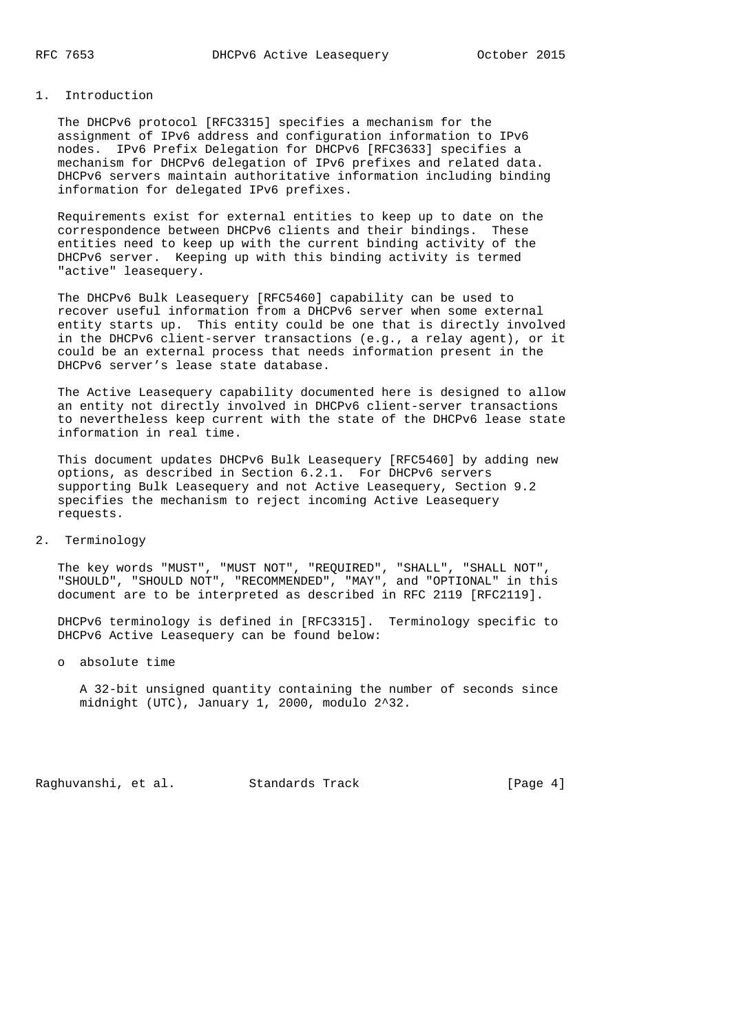## 1. Introduction

The DHCPv6 protocol [RFC3315] specifies a mechanism for the assignment of IPv6 address and configuration information to IPv6 nodes. IPv6 Prefix Delegation for DHCPv6 [RFC3633] specifies a mechanism for DHCPv6 delegation of IPv6 prefixes and related data. DHCPv6 servers maintain authoritative information including binding information for delegated IPv6 prefixes.

Requirements exist for external entities to keep up to date on the correspondence between DHCPv6 clients and their bindings. These entities need to keep up with the current binding activity of the DHCPv6 server. Keeping up with this binding activity is termed "active" leasequery.

The DHCPv6 Bulk Leasequery [RFC5460] capability can be used to recover useful information from a DHCPv6 server when some external entity starts up. This entity could be one that is directly involved in the DHCPv6 client-server transactions (e.g., a relay agent), or it could be an external process that needs information present in the DHCPv6 server's lease state database.

The Active Leasequery capability documented here is designed to allow an entity not directly involved in DHCPv6 client-server transactions to nevertheless keep current with the state of the DHCPv6 lease state information in real time.

This document updates DHCPv6 Bulk Leasequery [RFC5460] by adding new options, as described in Section 6.2.1. For DHCPv6 servers supporting Bulk Leasequery and not Active Leasequery, Section 9.2 specifies the mechanism to reject incoming Active Leasequery requests.

## 2. Terminology

The key words "MUST", "MUST NOT", "REQUIRED", "SHALL", "SHALL NOT", "SHOULD", "SHOULD NOT", "RECOMMENDED", "MAY", and "OPTIONAL" in this document are to be interpreted as described in RFC 2119 [RFC2119].

DHCPv6 terminology is defined in [RFC3315]. Terminology specific to DHCPv6 Active Leasequery can be found below:

- absolute time

  A 32-bit unsigned quantity containing the number of seconds since midnight (UTC), January 1, 2000, modulo $2^{32}$.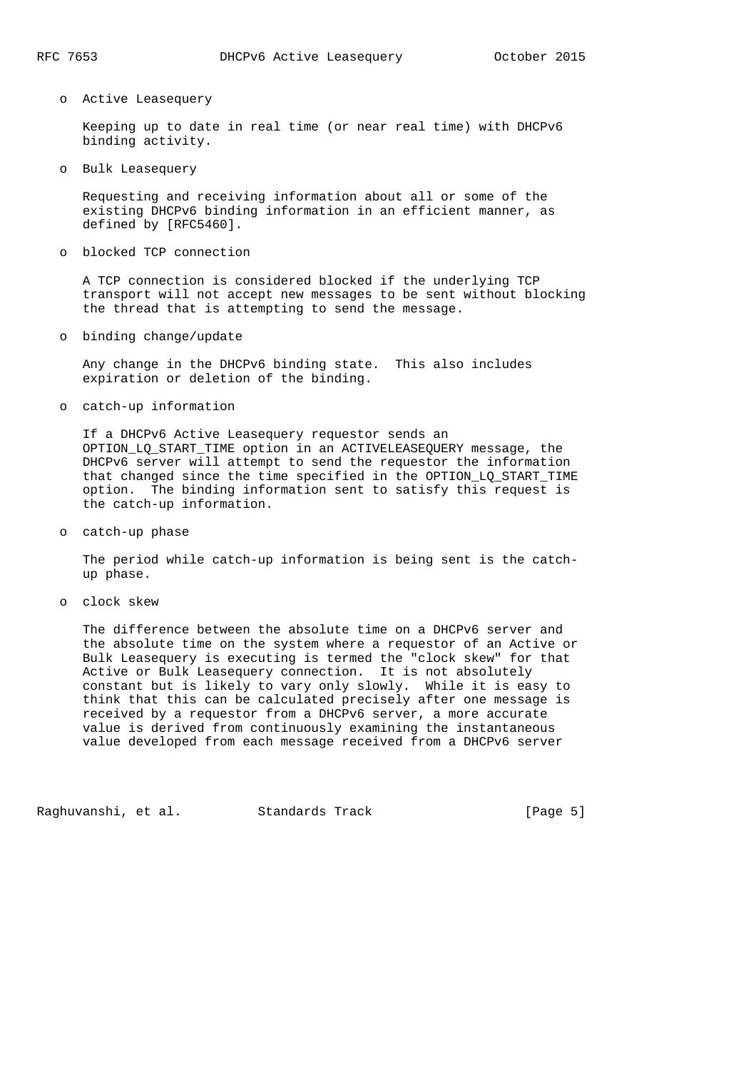- Active Leasequery

  Keeping up to date in real time (or near real time) with DHCPv6 binding activity.

- Bulk Leasequery

  Requesting and receiving information about all or some of the existing DHCPv6 binding information in an efficient manner, as defined by [RFC5460].

- blocked TCP connection

  A TCP connection is considered blocked if the underlying TCP transport will not accept new messages to be sent without blocking the thread that is attempting to send the message.

- binding change/update

  Any change in the DHCPv6 binding state. This also includes expiration or deletion of the binding.

- catch-up information

  If a DHCPv6 Active Leasequery requestor sends an OPTION_LQ_START_TIME option in an ACTIVELEASEQUERY message, the DHCPv6 server will attempt to send the requestor the information that changed since the time specified in the OPTION_LQ_START_TIME option. The binding information sent to satisfy this request is the catch-up information.

- catch-up phase

  The period while catch-up information is being sent is the catch-up phase.

- clock skew

  The difference between the absolute time on a DHCPv6 server and the absolute time on the system where a requestor of an Active or Bulk Leasequery is executing is termed the "clock skew" for that Active or Bulk Leasequery connection. It is not absolutely constant but is likely to vary only slowly. While it is easy to think that this can be calculated precisely after one message is received by a requestor from a DHCPv6 server, a more accurate value is derived from continuously examining the instantaneous value developed from each message received from a DHCPv6 server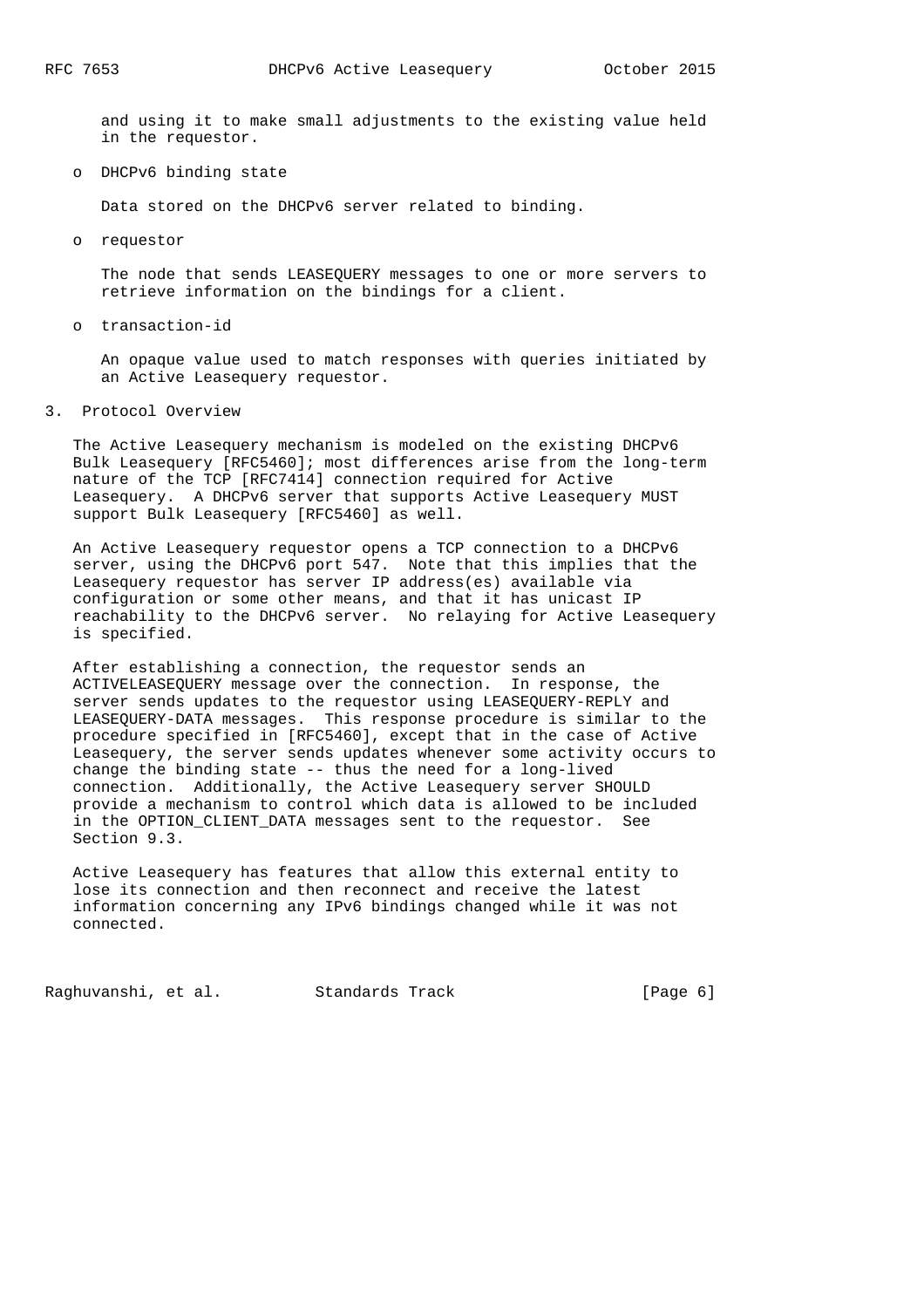and using it to make small adjustments to the existing value held in the requestor.

- DHCPv6 binding state

  Data stored on the DHCPv6 server related to binding.

- requestor

  The node that sends LEASEQUERY messages to one or more servers to retrieve information on the bindings for a client.

- transaction-id

  An opaque value used to match responses with queries initiated by an Active Leasequery requestor.

## 3. Protocol Overview

The Active Leasequery mechanism is modeled on the existing DHCPv6 Bulk Leasequery [RFC5460]; most differences arise from the long-term nature of the TCP [RFC7414] connection required for Active Leasequery. A DHCPv6 server that supports Active Leasequery MUST support Bulk Leasequery [RFC5460] as well.

An Active Leasequery requestor opens a TCP connection to a DHCPv6 server, using the DHCPv6 port 547. Note that this implies that the Leasequery requestor has server IP address(es) available via configuration or some other means, and that it has unicast IP reachability to the DHCPv6 server. No relaying for Active Leasequery is specified.

After establishing a connection, the requestor sends an ACTIVELEASEQUERY message over the connection. In response, the server sends updates to the requestor using LEASEQUERY-REPLY and LEASEQUERY-DATA messages. This response procedure is similar to the procedure specified in [RFC5460], except that in the case of Active Leasequery, the server sends updates whenever some activity occurs to change the binding state -- thus the need for a long-lived connection. Additionally, the Active Leasequery server SHOULD provide a mechanism to control which data is allowed to be included in the OPTION_CLIENT_DATA messages sent to the requestor. See Section 9.3.

Active Leasequery has features that allow this external entity to lose its connection and then reconnect and receive the latest information concerning any IPv6 bindings changed while it was not connected.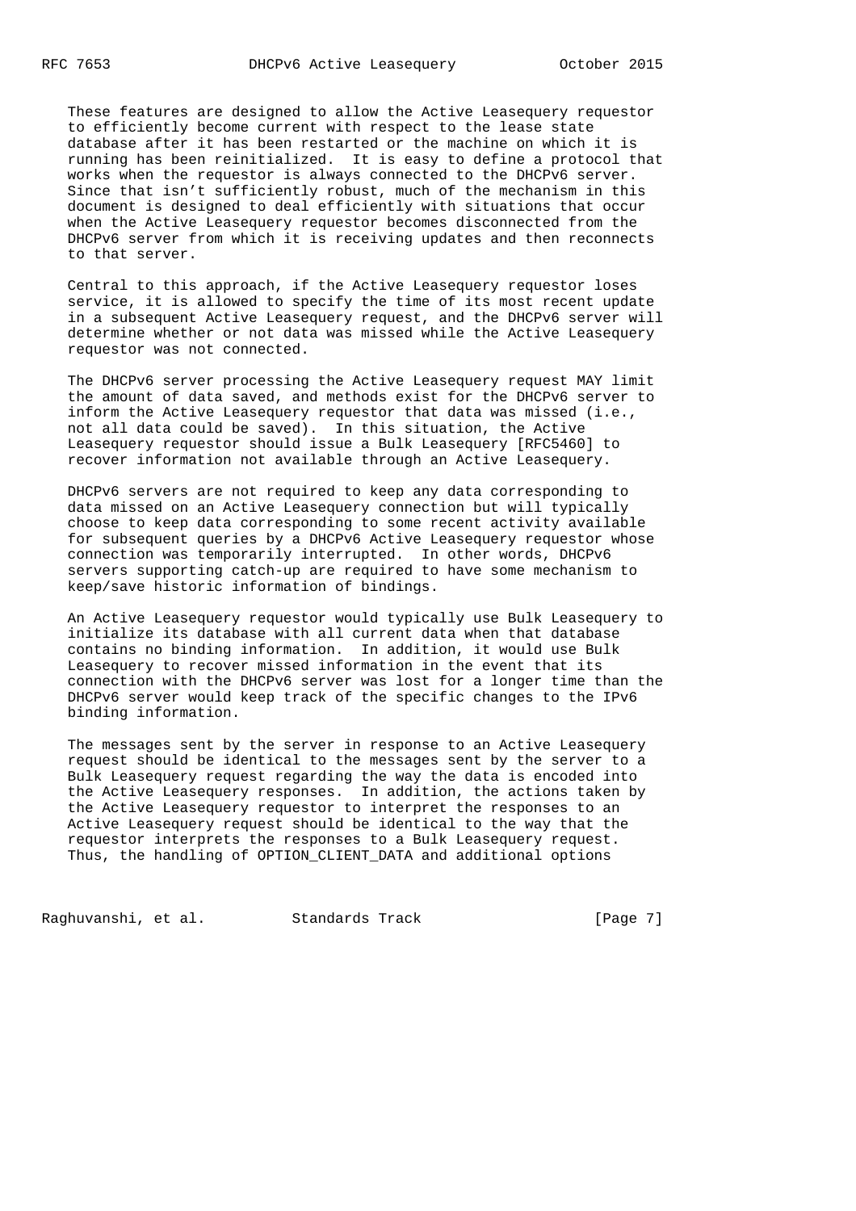These features are designed to allow the Active Leasequery requestor to efficiently become current with respect to the lease state database after it has been restarted or the machine on which it is running has been reinitialized. It is easy to define a protocol that works when the requestor is always connected to the DHCPv6 server. Since that isn't sufficiently robust, much of the mechanism in this document is designed to deal efficiently with situations that occur when the Active Leasequery requestor becomes disconnected from the DHCPv6 server from which it is receiving updates and then reconnects to that server.

Central to this approach, if the Active Leasequery requestor loses service, it is allowed to specify the time of its most recent update in a subsequent Active Leasequery request, and the DHCPv6 server will determine whether or not data was missed while the Active Leasequery requestor was not connected.

The DHCPv6 server processing the Active Leasequery request MAY limit the amount of data saved, and methods exist for the DHCPv6 server to inform the Active Leasequery requestor that data was missed (i.e., not all data could be saved). In this situation, the Active Leasequery requestor should issue a Bulk Leasequery [RFC5460] to recover information not available through an Active Leasequery.

DHCPv6 servers are not required to keep any data corresponding to data missed on an Active Leasequery connection but will typically choose to keep data corresponding to some recent activity available for subsequent queries by a DHCPv6 Active Leasequery requestor whose connection was temporarily interrupted. In other words, DHCPv6 servers supporting catch-up are required to have some mechanism to keep/save historic information of bindings.

An Active Leasequery requestor would typically use Bulk Leasequery to initialize its database with all current data when that database contains no binding information. In addition, it would use Bulk Leasequery to recover missed information in the event that its connection with the DHCPv6 server was lost for a longer time than the DHCPv6 server would keep track of the specific changes to the IPv6 binding information.

The messages sent by the server in response to an Active Leasequery request should be identical to the messages sent by the server to a Bulk Leasequery request regarding the way the data is encoded into the Active Leasequery responses. In addition, the actions taken by the Active Leasequery requestor to interpret the responses to an Active Leasequery request should be identical to the way that the requestor interprets the responses to a Bulk Leasequery request. Thus, the handling of OPTION_CLIENT_DATA and additional options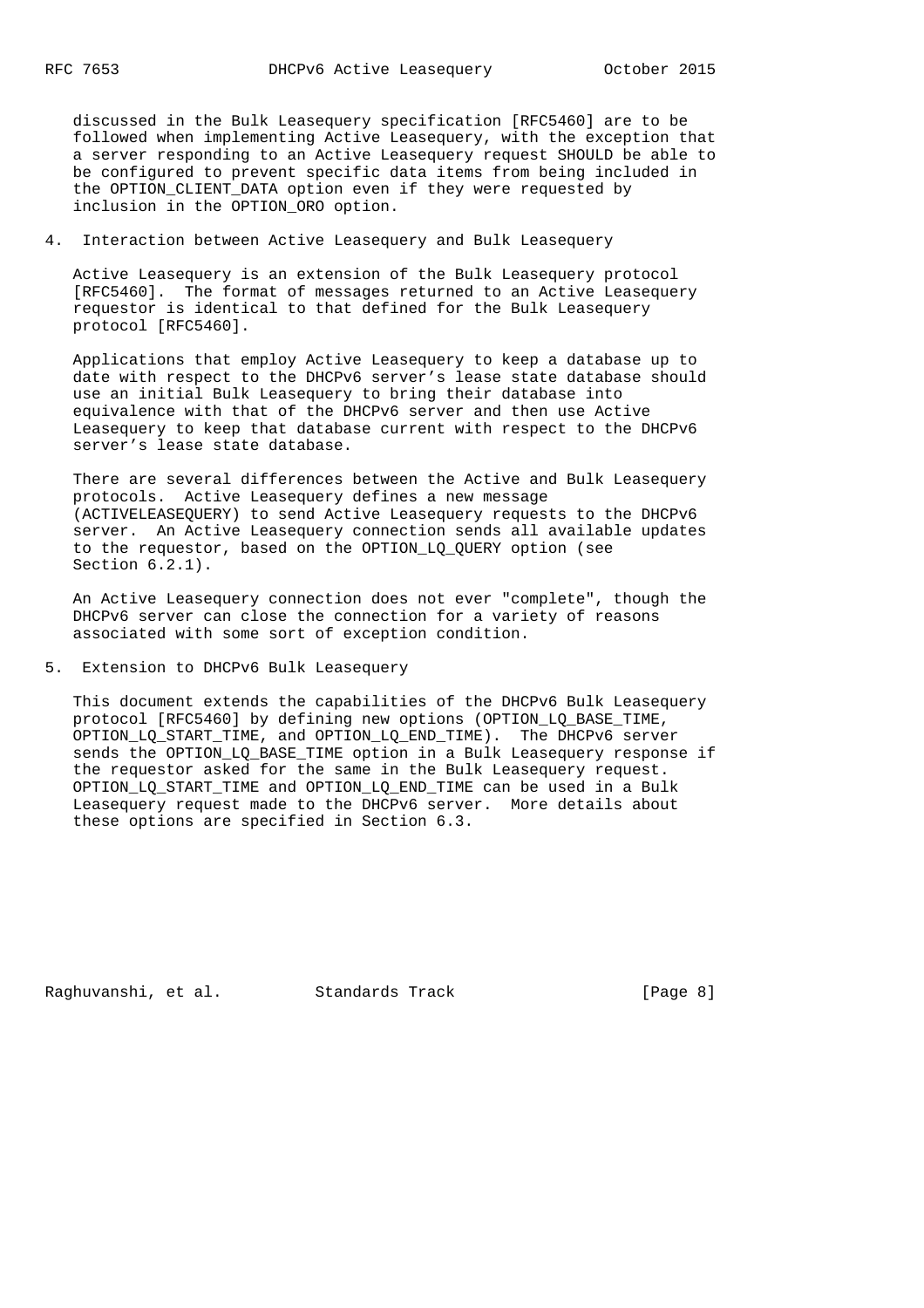discussed in the Bulk Leasequery specification [RFC5460] are to be followed when implementing Active Leasequery, with the exception that a server responding to an Active Leasequery request SHOULD be able to be configured to prevent specific data items from being included in the OPTION_CLIENT_DATA option even if they were requested by inclusion in the OPTION_ORO option.

## 4. Interaction between Active Leasequery and Bulk Leasequery

Active Leasequery is an extension of the Bulk Leasequery protocol [RFC5460]. The format of messages returned to an Active Leasequery requestor is identical to that defined for the Bulk Leasequery protocol [RFC5460].

Applications that employ Active Leasequery to keep a database up to date with respect to the DHCPv6 server's lease state database should use an initial Bulk Leasequery to bring their database into equivalence with that of the DHCPv6 server and then use Active Leasequery to keep that database current with respect to the DHCPv6 server's lease state database.

There are several differences between the Active and Bulk Leasequery protocols. Active Leasequery defines a new message (ACTIVELEASEQUERY) to send Active Leasequery requests to the DHCPv6 server. An Active Leasequery connection sends all available updates to the requestor, based on the OPTION_LQ_QUERY option (see Section 6.2.1).

An Active Leasequery connection does not ever "complete", though the DHCPv6 server can close the connection for a variety of reasons associated with some sort of exception condition.

## 5. Extension to DHCPv6 Bulk Leasequery

This document extends the capabilities of the DHCPv6 Bulk Leasequery protocol [RFC5460] by defining new options (OPTION_LQ_BASE_TIME, OPTION_LQ_START_TIME, and OPTION_LQ_END_TIME). The DHCPv6 server sends the OPTION_LQ_BASE_TIME option in a Bulk Leasequery response if the requestor asked for the same in the Bulk Leasequery request. OPTION_LQ_START_TIME and OPTION_LQ_END_TIME can be used in a Bulk Leasequery request made to the DHCPv6 server. More details about these options are specified in Section 6.3.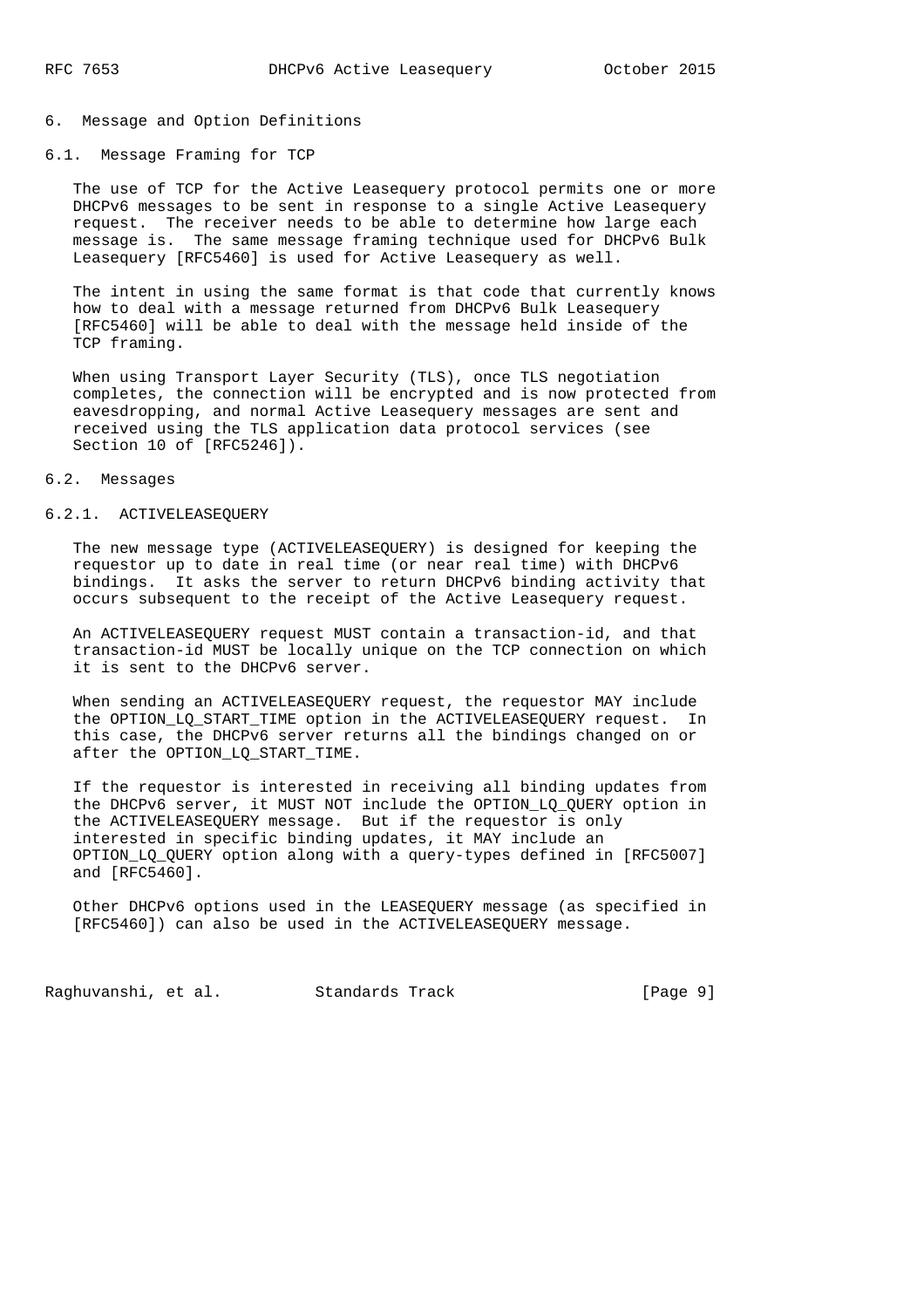# 6. Message and Option Definitions

## 6.1. Message Framing for TCP

The use of TCP for the Active Leasequery protocol permits one or more DHCPv6 messages to be sent in response to a single Active Leasequery request. The receiver needs to be able to determine how large each message is. The same message framing technique used for DHCPv6 Bulk Leasequery [RFC5460] is used for Active Leasequery as well.

The intent in using the same format is that code that currently knows how to deal with a message returned from DHCPv6 Bulk Leasequery [RFC5460] will be able to deal with the message held inside of the TCP framing.

When using Transport Layer Security (TLS), once TLS negotiation completes, the connection will be encrypted and is now protected from eavesdropping, and normal Active Leasequery messages are sent and received using the TLS application data protocol services (see Section 10 of [RFC5246]).

## 6.2. Messages

### 6.2.1. ACTIVELEASEQUERY

The new message type (ACTIVELEASEQUERY) is designed for keeping the requestor up to date in real time (or near real time) with DHCPv6 bindings. It asks the server to return DHCPv6 binding activity that occurs subsequent to the receipt of the Active Leasequery request.

An ACTIVELEASEQUERY request MUST contain a transaction-id, and that transaction-id MUST be locally unique on the TCP connection on which it is sent to the DHCPv6 server.

When sending an ACTIVELEASEQUERY request, the requestor MAY include the OPTION_LQ_START_TIME option in the ACTIVELEASEQUERY request. In this case, the DHCPv6 server returns all the bindings changed on or after the OPTION_LQ_START_TIME.

If the requestor is interested in receiving all binding updates from the DHCPv6 server, it MUST NOT include the OPTION_LQ_QUERY option in the ACTIVELEASEQUERY message. But if the requestor is only interested in specific binding updates, it MAY include an OPTION_LQ_QUERY option along with a query-types defined in [RFC5007] and [RFC5460].

Other DHCPv6 options used in the LEASEQUERY message (as specified in [RFC5460]) can also be used in the ACTIVELEASEQUERY message.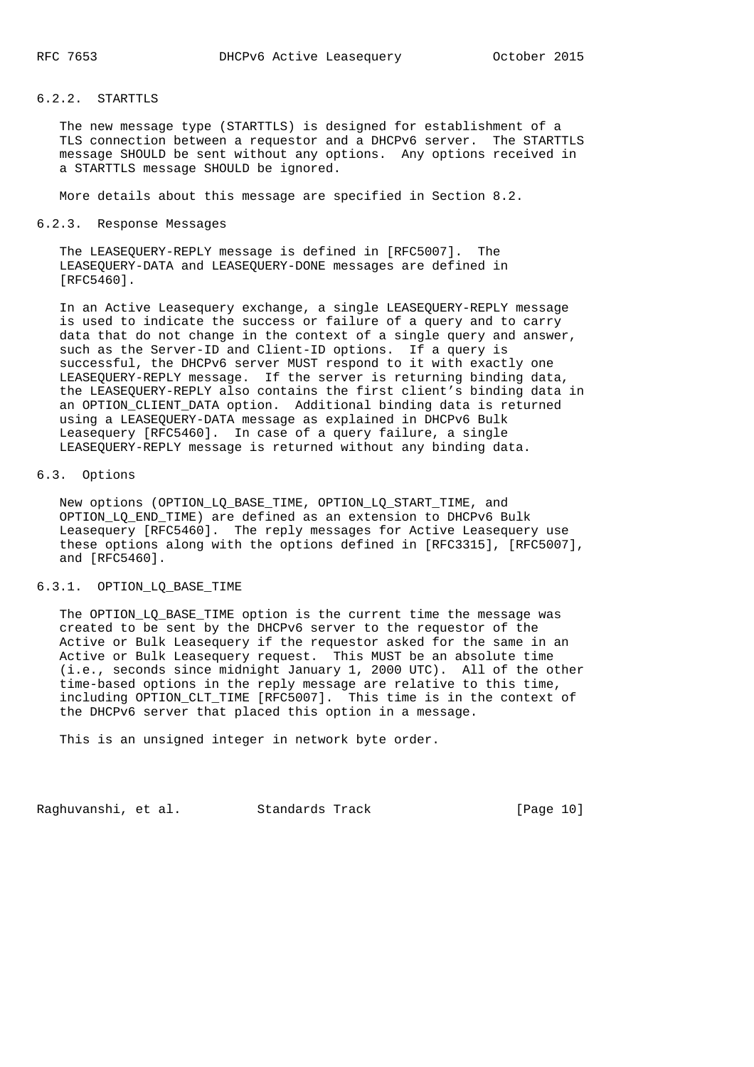### 6.2.2. STARTTLS

The new message type (STARTTLS) is designed for establishment of a TLS connection between a requestor and a DHCPv6 server. The STARTTLS message SHOULD be sent without any options. Any options received in a STARTTLS message SHOULD be ignored.

More details about this message are specified in Section 8.2.

### 6.2.3. Response Messages

The LEASEQUERY-REPLY message is defined in [RFC5007]. The LEASEQUERY-DATA and LEASEQUERY-DONE messages are defined in [RFC5460].

In an Active Leasequery exchange, a single LEASEQUERY-REPLY message is used to indicate the success or failure of a query and to carry data that do not change in the context of a single query and answer, such as the Server-ID and Client-ID options. If a query is successful, the DHCPv6 server MUST respond to it with exactly one LEASEQUERY-REPLY message. If the server is returning binding data, the LEASEQUERY-REPLY also contains the first client's binding data in an OPTION_CLIENT_DATA option. Additional binding data is returned using a LEASEQUERY-DATA message as explained in DHCPv6 Bulk Leasequery [RFC5460]. In case of a query failure, a single LEASEQUERY-REPLY message is returned without any binding data.

## 6.3. Options

New options (OPTION_LQ_BASE_TIME, OPTION_LQ_START_TIME, and OPTION_LQ_END_TIME) are defined as an extension to DHCPv6 Bulk Leasequery [RFC5460]. The reply messages for Active Leasequery use these options along with the options defined in [RFC3315], [RFC5007], and [RFC5460].

### 6.3.1. OPTION_LQ_BASE_TIME

The OPTION_LQ_BASE_TIME option is the current time the message was created to be sent by the DHCPv6 server to the requestor of the Active or Bulk Leasequery if the requestor asked for the same in an Active or Bulk Leasequery request. This MUST be an absolute time (i.e., seconds since midnight January 1, 2000 UTC). All of the other time-based options in the reply message are relative to this time, including OPTION_CLT_TIME [RFC5007]. This time is in the context of the DHCPv6 server that placed this option in a message.

This is an unsigned integer in network byte order.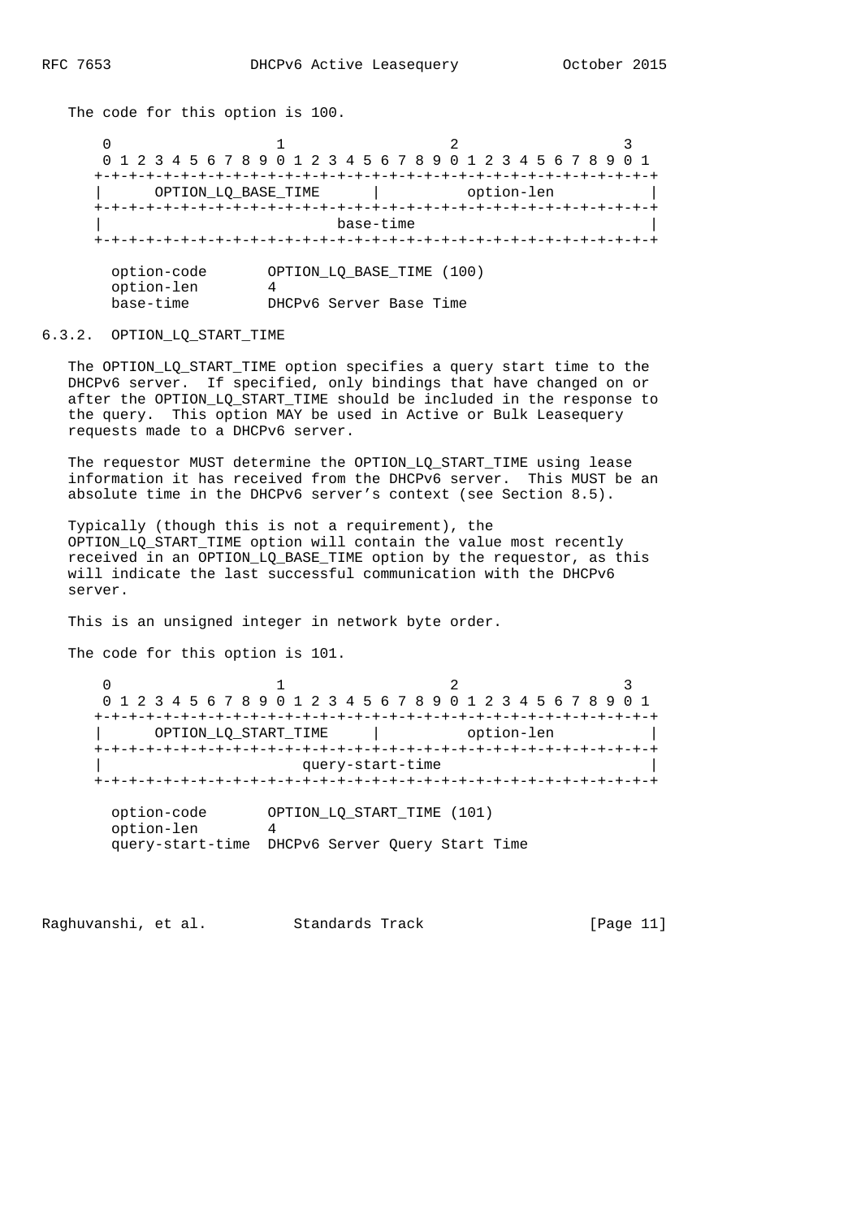The code for this option is 100.

```
  0                   1                   2                   3
  0 1 2 3 4 5 6 7 8 9 0 1 2 3 4 5 6 7 8 9 0 1 2 3 4 5 6 7 8 9 0 1
 +-+-+-+-+-+-+-+-+-+-+-+-+-+-+-+-+-+-+-+-+-+-+-+-+-+-+-+-+-+-+-+-+
 |      OPTION_LQ_BASE_TIME      |         option-len            |
 +-+-+-+-+-+-+-+-+-+-+-+-+-+-+-+-+-+-+-+-+-+-+-+-+-+-+-+-+-+-+-+-+
 |                           base-time                           |
 +-+-+-+-+-+-+-+-+-+-+-+-+-+-+-+-+-+-+-+-+-+-+-+-+-+-+-+-+-+-+-+-+

   option-code       OPTION_LQ_BASE_TIME (100)
   option-len        4
   base-time         DHCPv6 Server Base Time
```

### 6.3.2. OPTION_LQ_START_TIME

The OPTION_LQ_START_TIME option specifies a query start time to the DHCPv6 server. If specified, only bindings that have changed on or after the OPTION_LQ_START_TIME should be included in the response to the query. This option MAY be used in Active or Bulk Leasequery requests made to a DHCPv6 server.

The requestor MUST determine the OPTION_LQ_START_TIME using lease information it has received from the DHCPv6 server. This MUST be an absolute time in the DHCPv6 server's context (see Section 8.5).

Typically (though this is not a requirement), the OPTION_LQ_START_TIME option will contain the value most recently received in an OPTION_LQ_BASE_TIME option by the requestor, as this will indicate the last successful communication with the DHCPv6 server.

This is an unsigned integer in network byte order.

The code for this option is 101.

```
  0                   1                   2                   3
  0 1 2 3 4 5 6 7 8 9 0 1 2 3 4 5 6 7 8 9 0 1 2 3 4 5 6 7 8 9 0 1
 +-+-+-+-+-+-+-+-+-+-+-+-+-+-+-+-+-+-+-+-+-+-+-+-+-+-+-+-+-+-+-+-+
 |      OPTION_LQ_START_TIME     |         option-len            |
 +-+-+-+-+-+-+-+-+-+-+-+-+-+-+-+-+-+-+-+-+-+-+-+-+-+-+-+-+-+-+-+-+
 |                        query-start-time                       |
 +-+-+-+-+-+-+-+-+-+-+-+-+-+-+-+-+-+-+-+-+-+-+-+-+-+-+-+-+-+-+-+-+

   option-code       OPTION_LQ_START_TIME (101)
   option-len        4
   query-start-time  DHCPv6 Server Query Start Time
```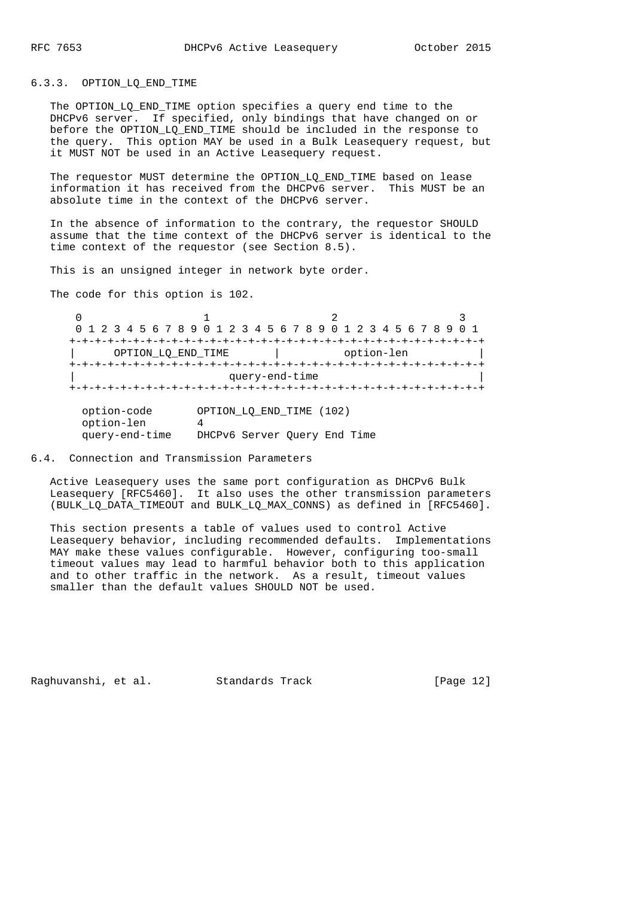### 6.3.3. OPTION_LQ_END_TIME

The OPTION_LQ_END_TIME option specifies a query end time to the DHCPv6 server. If specified, only bindings that have changed on or before the OPTION_LQ_END_TIME should be included in the response to the query. This option MAY be used in a Bulk Leasequery request, but it MUST NOT be used in an Active Leasequery request.

The requestor MUST determine the OPTION_LQ_END_TIME based on lease information it has received from the DHCPv6 server. This MUST be an absolute time in the context of the DHCPv6 server.

In the absence of information to the contrary, the requestor SHOULD assume that the time context of the DHCPv6 server is identical to the time context of the requestor (see Section 8.5).

This is an unsigned integer in network byte order.

The code for this option is 102.

```
 0                   1                   2                   3
 0 1 2 3 4 5 6 7 8 9 0 1 2 3 4 5 6 7 8 9 0 1 2 3 4 5 6 7 8 9 0 1
+-+-+-+-+-+-+-+-+-+-+-+-+-+-+-+-+-+-+-+-+-+-+-+-+-+-+-+-+-+-+-+-+
|      OPTION_LQ_END_TIME       |          option-len           |
+-+-+-+-+-+-+-+-+-+-+-+-+-+-+-+-+-+-+-+-+-+-+-+-+-+-+-+-+-+-+-+-+
|                         query-end-time                        |
+-+-+-+-+-+-+-+-+-+-+-+-+-+-+-+-+-+-+-+-+-+-+-+-+-+-+-+-+-+-+-+-+

  option-code       OPTION_LQ_END_TIME (102)
  option-len        4
  query-end-time    DHCPv6 Server Query End Time
```

## 6.4. Connection and Transmission Parameters

Active Leasequery uses the same port configuration as DHCPv6 Bulk Leasequery [RFC5460]. It also uses the other transmission parameters (BULK_LQ_DATA_TIMEOUT and BULK_LQ_MAX_CONNS) as defined in [RFC5460].

This section presents a table of values used to control Active Leasequery behavior, including recommended defaults. Implementations MAY make these values configurable. However, configuring too-small timeout values may lead to harmful behavior both to this application and to other traffic in the network. As a result, timeout values smaller than the default values SHOULD NOT be used.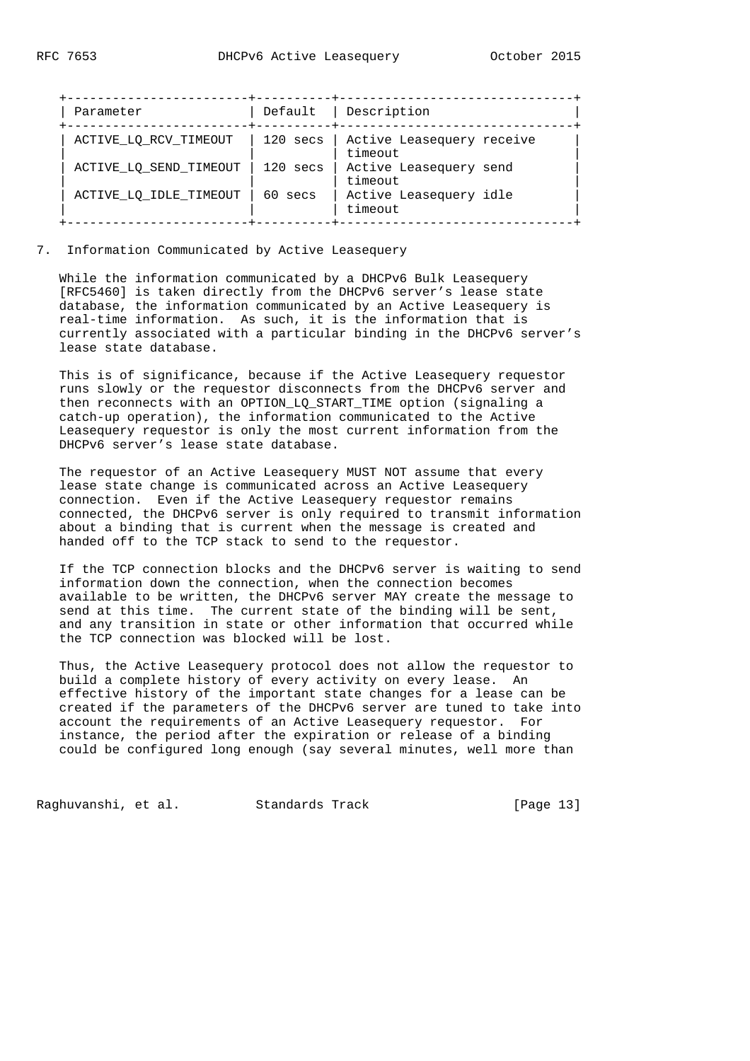| Parameter | Default | Description |
|---|---|---|
| ACTIVE_LQ_RCV_TIMEOUT | 120 secs | Active Leasequery receive timeout |
| ACTIVE_LQ_SEND_TIMEOUT | 120 secs | Active Leasequery send timeout |
| ACTIVE_LQ_IDLE_TIMEOUT | 60 secs | Active Leasequery idle timeout |

## 7. Information Communicated by Active Leasequery

While the information communicated by a DHCPv6 Bulk Leasequery [RFC5460] is taken directly from the DHCPv6 server's lease state database, the information communicated by an Active Leasequery is real-time information. As such, it is the information that is currently associated with a particular binding in the DHCPv6 server's lease state database.

This is of significance, because if the Active Leasequery requestor runs slowly or the requestor disconnects from the DHCPv6 server and then reconnects with an OPTION_LQ_START_TIME option (signaling a catch-up operation), the information communicated to the Active Leasequery requestor is only the most current information from the DHCPv6 server's lease state database.

The requestor of an Active Leasequery MUST NOT assume that every lease state change is communicated across an Active Leasequery connection. Even if the Active Leasequery requestor remains connected, the DHCPv6 server is only required to transmit information about a binding that is current when the message is created and handed off to the TCP stack to send to the requestor.

If the TCP connection blocks and the DHCPv6 server is waiting to send information down the connection, when the connection becomes available to be written, the DHCPv6 server MAY create the message to send at this time. The current state of the binding will be sent, and any transition in state or other information that occurred while the TCP connection was blocked will be lost.

Thus, the Active Leasequery protocol does not allow the requestor to build a complete history of every activity on every lease. An effective history of the important state changes for a lease can be created if the parameters of the DHCPv6 server are tuned to take into account the requirements of an Active Leasequery requestor. For instance, the period after the expiration or release of a binding could be configured long enough (say several minutes, well more than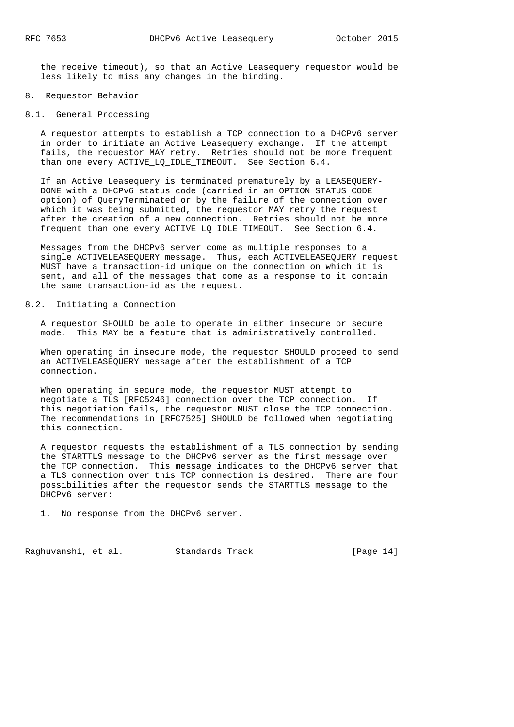the receive timeout), so that an Active Leasequery requestor would be less likely to miss any changes in the binding.

## 8. Requestor Behavior

### 8.1. General Processing

A requestor attempts to establish a TCP connection to a DHCPv6 server in order to initiate an Active Leasequery exchange. If the attempt fails, the requestor MAY retry. Retries should not be more frequent than one every ACTIVE_LQ_IDLE_TIMEOUT. See Section 6.4.

If an Active Leasequery is terminated prematurely by a LEASEQUERY-DONE with a DHCPv6 status code (carried in an OPTION_STATUS_CODE option) of QueryTerminated or by the failure of the connection over which it was being submitted, the requestor MAY retry the request after the creation of a new connection. Retries should not be more frequent than one every ACTIVE_LQ_IDLE_TIMEOUT. See Section 6.4.

Messages from the DHCPv6 server come as multiple responses to a single ACTIVELEASEQUERY message. Thus, each ACTIVELEASEQUERY request MUST have a transaction-id unique on the connection on which it is sent, and all of the messages that come as a response to it contain the same transaction-id as the request.

### 8.2. Initiating a Connection

A requestor SHOULD be able to operate in either insecure or secure mode. This MAY be a feature that is administratively controlled.

When operating in insecure mode, the requestor SHOULD proceed to send an ACTIVELEASEQUERY message after the establishment of a TCP connection.

When operating in secure mode, the requestor MUST attempt to negotiate a TLS [RFC5246] connection over the TCP connection. If this negotiation fails, the requestor MUST close the TCP connection. The recommendations in [RFC7525] SHOULD be followed when negotiating this connection.

A requestor requests the establishment of a TLS connection by sending the STARTTLS message to the DHCPv6 server as the first message over the TCP connection. This message indicates to the DHCPv6 server that a TLS connection over this TCP connection is desired. There are four possibilities after the requestor sends the STARTTLS message to the DHCPv6 server:

1. No response from the DHCPv6 server.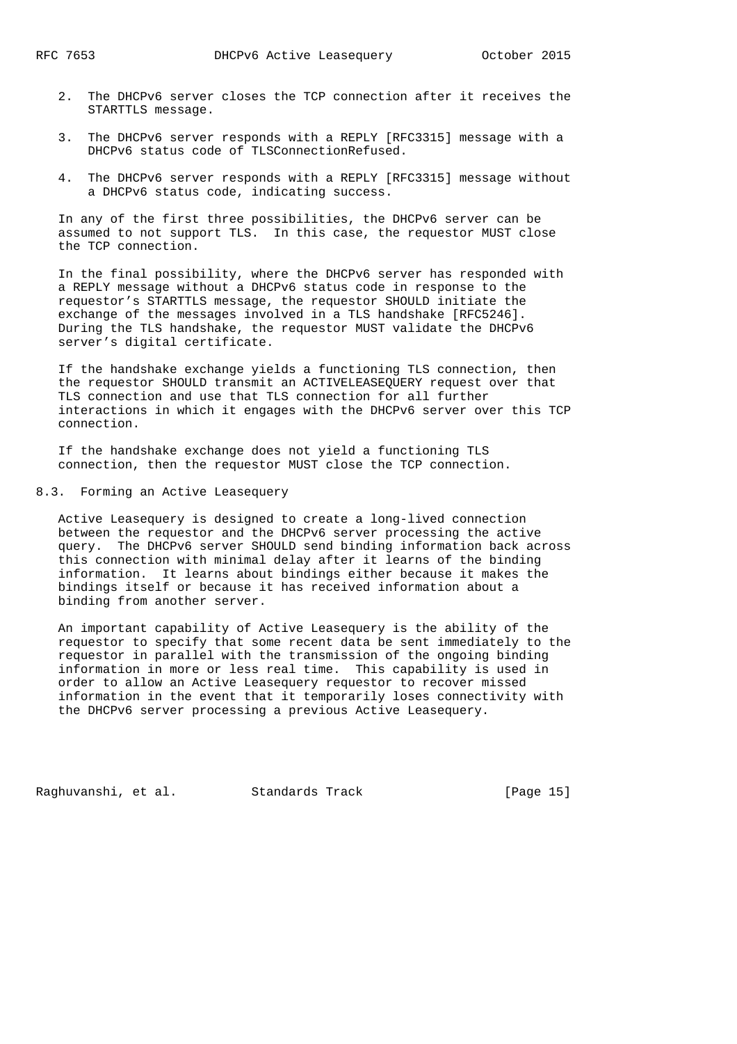2. The DHCPv6 server closes the TCP connection after it receives the STARTTLS message.

3. The DHCPv6 server responds with a REPLY [RFC3315] message with a DHCPv6 status code of TLSConnectionRefused.

4. The DHCPv6 server responds with a REPLY [RFC3315] message without a DHCPv6 status code, indicating success.

In any of the first three possibilities, the DHCPv6 server can be assumed to not support TLS. In this case, the requestor MUST close the TCP connection.

In the final possibility, where the DHCPv6 server has responded with a REPLY message without a DHCPv6 status code in response to the requestor's STARTTLS message, the requestor SHOULD initiate the exchange of the messages involved in a TLS handshake [RFC5246]. During the TLS handshake, the requestor MUST validate the DHCPv6 server's digital certificate.

If the handshake exchange yields a functioning TLS connection, then the requestor SHOULD transmit an ACTIVELEASEQUERY request over that TLS connection and use that TLS connection for all further interactions in which it engages with the DHCPv6 server over this TCP connection.

If the handshake exchange does not yield a functioning TLS connection, then the requestor MUST close the TCP connection.

### 8.3. Forming an Active Leasequery

Active Leasequery is designed to create a long-lived connection between the requestor and the DHCPv6 server processing the active query. The DHCPv6 server SHOULD send binding information back across this connection with minimal delay after it learns of the binding information. It learns about bindings either because it makes the bindings itself or because it has received information about a binding from another server.

An important capability of Active Leasequery is the ability of the requestor to specify that some recent data be sent immediately to the requestor in parallel with the transmission of the ongoing binding information in more or less real time. This capability is used in order to allow an Active Leasequery requestor to recover missed information in the event that it temporarily loses connectivity with the DHCPv6 server processing a previous Active Leasequery.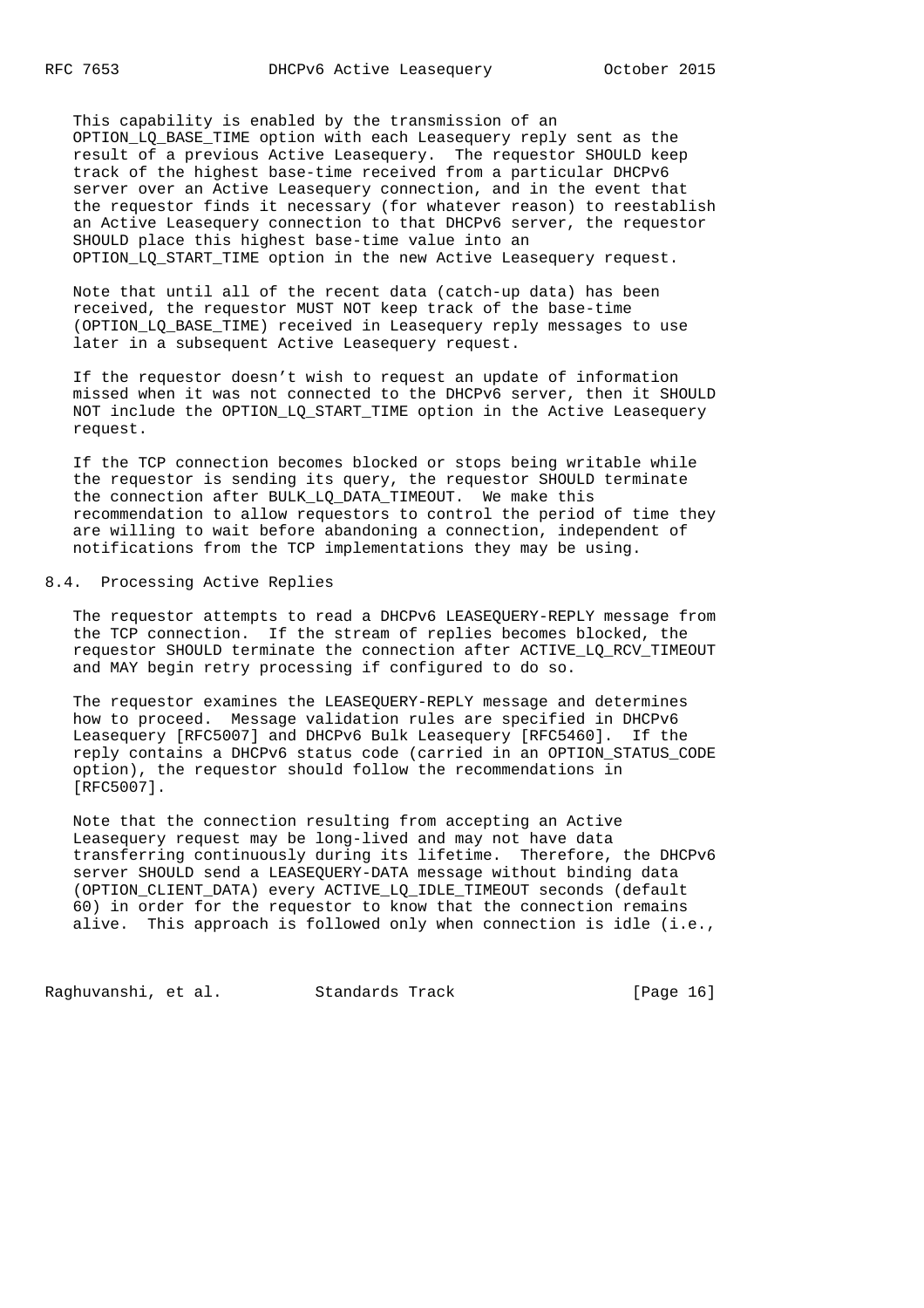This capability is enabled by the transmission of an OPTION_LQ_BASE_TIME option with each Leasequery reply sent as the result of a previous Active Leasequery. The requestor SHOULD keep track of the highest base-time received from a particular DHCPv6 server over an Active Leasequery connection, and in the event that the requestor finds it necessary (for whatever reason) to reestablish an Active Leasequery connection to that DHCPv6 server, the requestor SHOULD place this highest base-time value into an OPTION_LQ_START_TIME option in the new Active Leasequery request.

Note that until all of the recent data (catch-up data) has been received, the requestor MUST NOT keep track of the base-time (OPTION_LQ_BASE_TIME) received in Leasequery reply messages to use later in a subsequent Active Leasequery request.

If the requestor doesn't wish to request an update of information missed when it was not connected to the DHCPv6 server, then it SHOULD NOT include the OPTION_LQ_START_TIME option in the Active Leasequery request.

If the TCP connection becomes blocked or stops being writable while the requestor is sending its query, the requestor SHOULD terminate the connection after BULK_LQ_DATA_TIMEOUT. We make this recommendation to allow requestors to control the period of time they are willing to wait before abandoning a connection, independent of notifications from the TCP implementations they may be using.

## 8.4. Processing Active Replies

The requestor attempts to read a DHCPv6 LEASEQUERY-REPLY message from the TCP connection. If the stream of replies becomes blocked, the requestor SHOULD terminate the connection after ACTIVE_LQ_RCV_TIMEOUT and MAY begin retry processing if configured to do so.

The requestor examines the LEASEQUERY-REPLY message and determines how to proceed. Message validation rules are specified in DHCPv6 Leasequery [RFC5007] and DHCPv6 Bulk Leasequery [RFC5460]. If the reply contains a DHCPv6 status code (carried in an OPTION_STATUS_CODE option), the requestor should follow the recommendations in [RFC5007].

Note that the connection resulting from accepting an Active Leasequery request may be long-lived and may not have data transferring continuously during its lifetime. Therefore, the DHCPv6 server SHOULD send a LEASEQUERY-DATA message without binding data (OPTION_CLIENT_DATA) every ACTIVE_LQ_IDLE_TIMEOUT seconds (default 60) in order for the requestor to know that the connection remains alive. This approach is followed only when connection is idle (i.e.,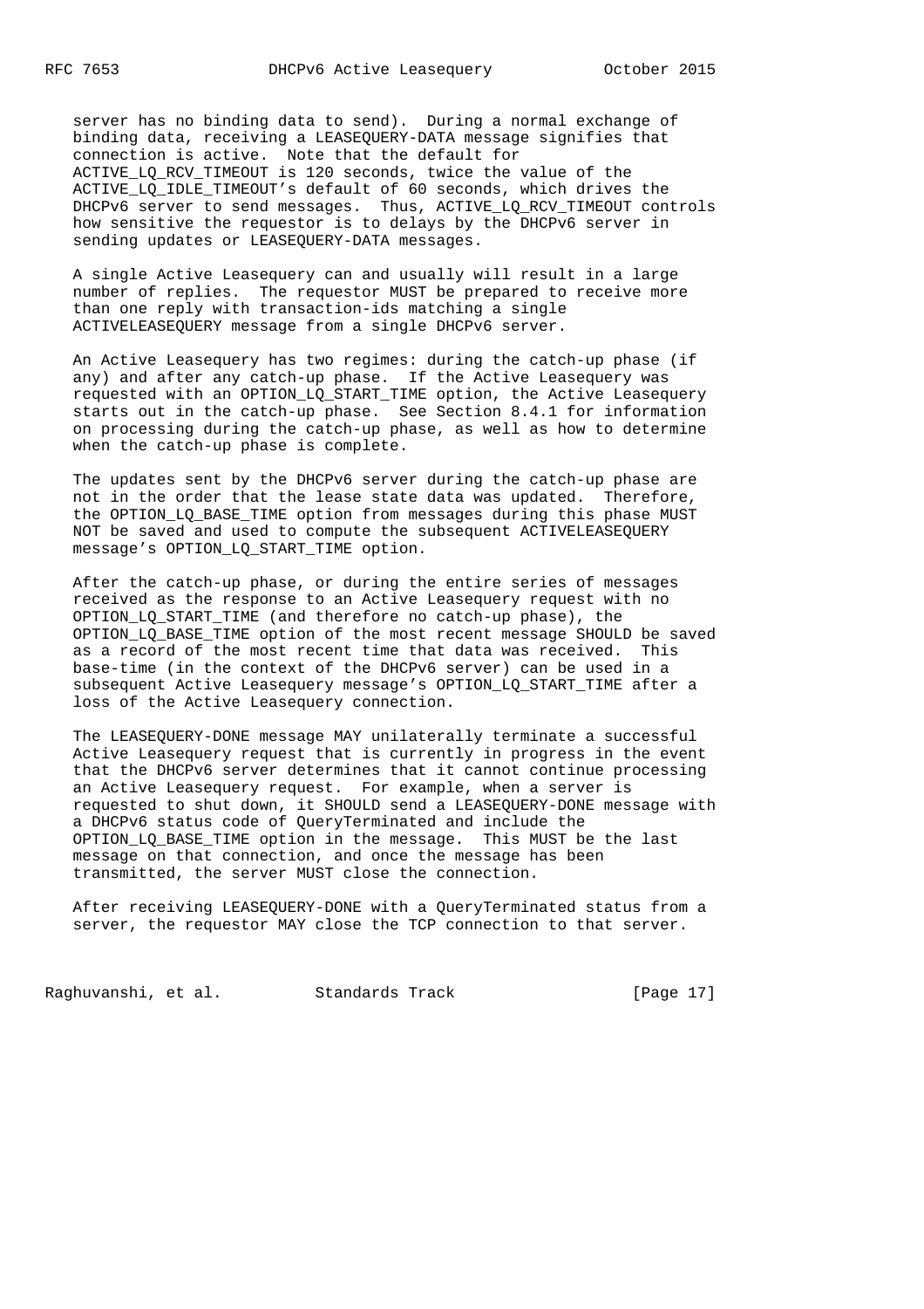server has no binding data to send). During a normal exchange of binding data, receiving a LEASEQUERY-DATA message signifies that connection is active. Note that the default for ACTIVE_LQ_RCV_TIMEOUT is 120 seconds, twice the value of the ACTIVE_LQ_IDLE_TIMEOUT's default of 60 seconds, which drives the DHCPv6 server to send messages. Thus, ACTIVE_LQ_RCV_TIMEOUT controls how sensitive the requestor is to delays by the DHCPv6 server in sending updates or LEASEQUERY-DATA messages.

A single Active Leasequery can and usually will result in a large number of replies. The requestor MUST be prepared to receive more than one reply with transaction-ids matching a single ACTIVELEASEQUERY message from a single DHCPv6 server.

An Active Leasequery has two regimes: during the catch-up phase (if any) and after any catch-up phase. If the Active Leasequery was requested with an OPTION_LQ_START_TIME option, the Active Leasequery starts out in the catch-up phase. See Section 8.4.1 for information on processing during the catch-up phase, as well as how to determine when the catch-up phase is complete.

The updates sent by the DHCPv6 server during the catch-up phase are not in the order that the lease state data was updated. Therefore, the OPTION_LQ_BASE_TIME option from messages during this phase MUST NOT be saved and used to compute the subsequent ACTIVELEASEQUERY message's OPTION_LQ_START_TIME option.

After the catch-up phase, or during the entire series of messages received as the response to an Active Leasequery request with no OPTION_LQ_START_TIME (and therefore no catch-up phase), the OPTION_LQ_BASE_TIME option of the most recent message SHOULD be saved as a record of the most recent time that data was received. This base-time (in the context of the DHCPv6 server) can be used in a subsequent Active Leasequery message's OPTION_LQ_START_TIME after a loss of the Active Leasequery connection.

The LEASEQUERY-DONE message MAY unilaterally terminate a successful Active Leasequery request that is currently in progress in the event that the DHCPv6 server determines that it cannot continue processing an Active Leasequery request. For example, when a server is requested to shut down, it SHOULD send a LEASEQUERY-DONE message with a DHCPv6 status code of QueryTerminated and include the OPTION_LQ_BASE_TIME option in the message. This MUST be the last message on that connection, and once the message has been transmitted, the server MUST close the connection.

After receiving LEASEQUERY-DONE with a QueryTerminated status from a server, the requestor MAY close the TCP connection to that server.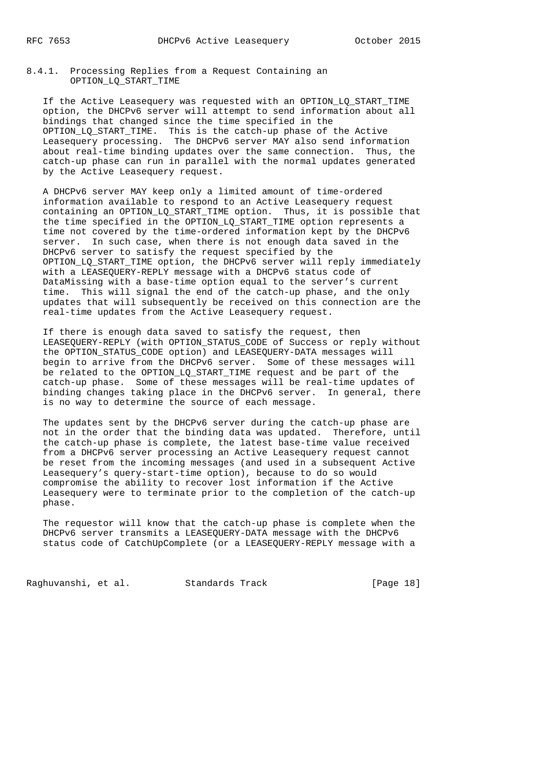#### 8.4.1. Processing Replies from a Request Containing an OPTION_LQ_START_TIME

If the Active Leasequery was requested with an OPTION_LQ_START_TIME option, the DHCPv6 server will attempt to send information about all bindings that changed since the time specified in the OPTION_LQ_START_TIME. This is the catch-up phase of the Active Leasequery processing. The DHCPv6 server MAY also send information about real-time binding updates over the same connection. Thus, the catch-up phase can run in parallel with the normal updates generated by the Active Leasequery request.

A DHCPv6 server MAY keep only a limited amount of time-ordered information available to respond to an Active Leasequery request containing an OPTION_LQ_START_TIME option. Thus, it is possible that the time specified in the OPTION_LQ_START_TIME option represents a time not covered by the time-ordered information kept by the DHCPv6 server. In such case, when there is not enough data saved in the DHCPv6 server to satisfy the request specified by the OPTION_LQ_START_TIME option, the DHCPv6 server will reply immediately with a LEASEQUERY-REPLY message with a DHCPv6 status code of DataMissing with a base-time option equal to the server's current time. This will signal the end of the catch-up phase, and the only updates that will subsequently be received on this connection are the real-time updates from the Active Leasequery request.

If there is enough data saved to satisfy the request, then LEASEQUERY-REPLY (with OPTION_STATUS_CODE of Success or reply without the OPTION_STATUS_CODE option) and LEASEQUERY-DATA messages will begin to arrive from the DHCPv6 server. Some of these messages will be related to the OPTION_LQ_START_TIME request and be part of the catch-up phase. Some of these messages will be real-time updates of binding changes taking place in the DHCPv6 server. In general, there is no way to determine the source of each message.

The updates sent by the DHCPv6 server during the catch-up phase are not in the order that the binding data was updated. Therefore, until the catch-up phase is complete, the latest base-time value received from a DHCPv6 server processing an Active Leasequery request cannot be reset from the incoming messages (and used in a subsequent Active Leasequery's query-start-time option), because to do so would compromise the ability to recover lost information if the Active Leasequery were to terminate prior to the completion of the catch-up phase.

The requestor will know that the catch-up phase is complete when the DHCPv6 server transmits a LEASEQUERY-DATA message with the DHCPv6 status code of CatchUpComplete (or a LEASEQUERY-REPLY message with a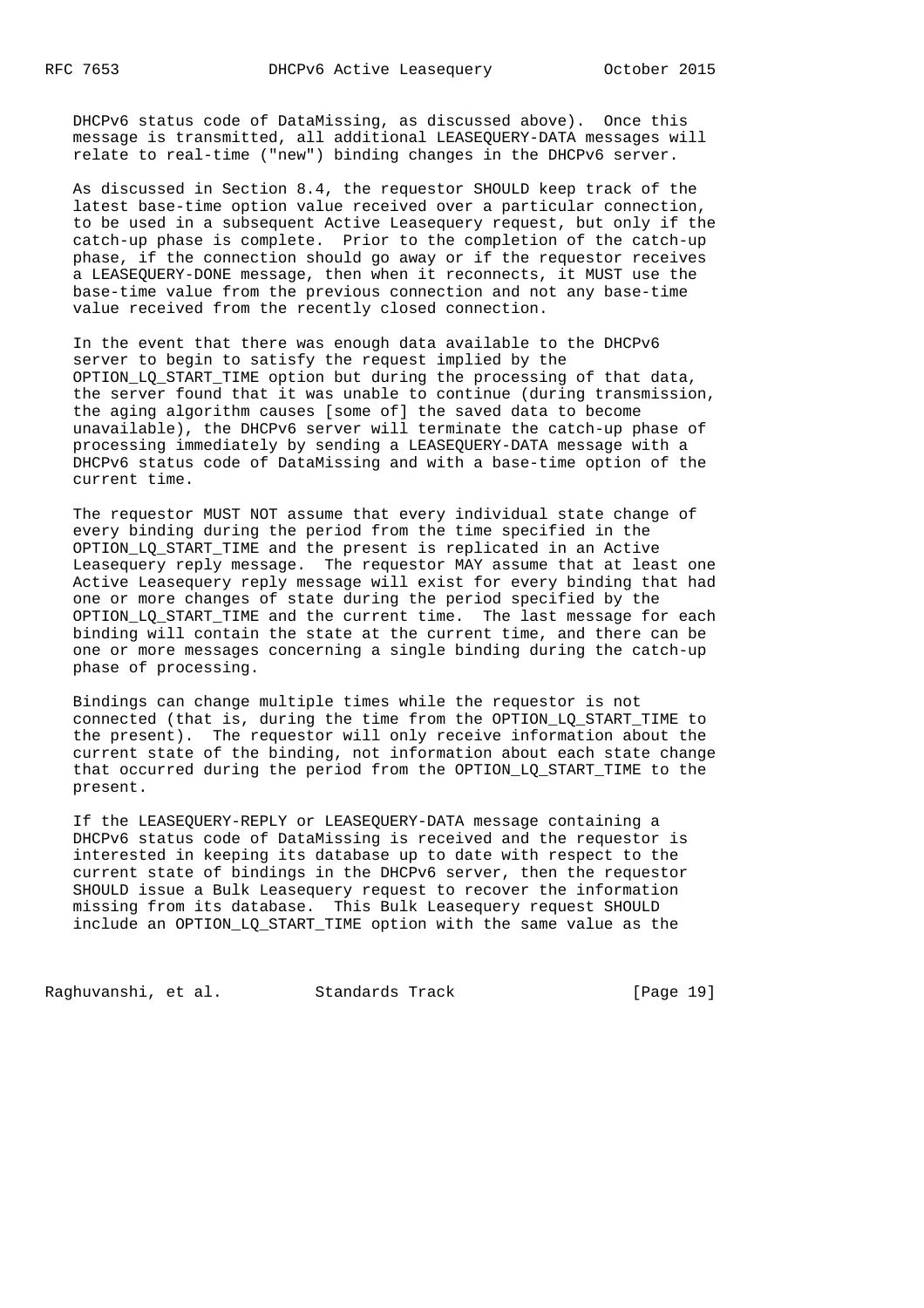DHCPv6 status code of DataMissing, as discussed above). Once this message is transmitted, all additional LEASEQUERY-DATA messages will relate to real-time ("new") binding changes in the DHCPv6 server.

As discussed in Section 8.4, the requestor SHOULD keep track of the latest base-time option value received over a particular connection, to be used in a subsequent Active Leasequery request, but only if the catch-up phase is complete. Prior to the completion of the catch-up phase, if the connection should go away or if the requestor receives a LEASEQUERY-DONE message, then when it reconnects, it MUST use the base-time value from the previous connection and not any base-time value received from the recently closed connection.

In the event that there was enough data available to the DHCPv6 server to begin to satisfy the request implied by the OPTION_LQ_START_TIME option but during the processing of that data, the server found that it was unable to continue (during transmission, the aging algorithm causes [some of] the saved data to become unavailable), the DHCPv6 server will terminate the catch-up phase of processing immediately by sending a LEASEQUERY-DATA message with a DHCPv6 status code of DataMissing and with a base-time option of the current time.

The requestor MUST NOT assume that every individual state change of every binding during the period from the time specified in the OPTION_LQ_START_TIME and the present is replicated in an Active Leasequery reply message. The requestor MAY assume that at least one Active Leasequery reply message will exist for every binding that had one or more changes of state during the period specified by the OPTION_LQ_START_TIME and the current time. The last message for each binding will contain the state at the current time, and there can be one or more messages concerning a single binding during the catch-up phase of processing.

Bindings can change multiple times while the requestor is not connected (that is, during the time from the OPTION_LQ_START_TIME to the present). The requestor will only receive information about the current state of the binding, not information about each state change that occurred during the period from the OPTION_LQ_START_TIME to the present.

If the LEASEQUERY-REPLY or LEASEQUERY-DATA message containing a DHCPv6 status code of DataMissing is received and the requestor is interested in keeping its database up to date with respect to the current state of bindings in the DHCPv6 server, then the requestor SHOULD issue a Bulk Leasequery request to recover the information missing from its database. This Bulk Leasequery request SHOULD include an OPTION_LQ_START_TIME option with the same value as the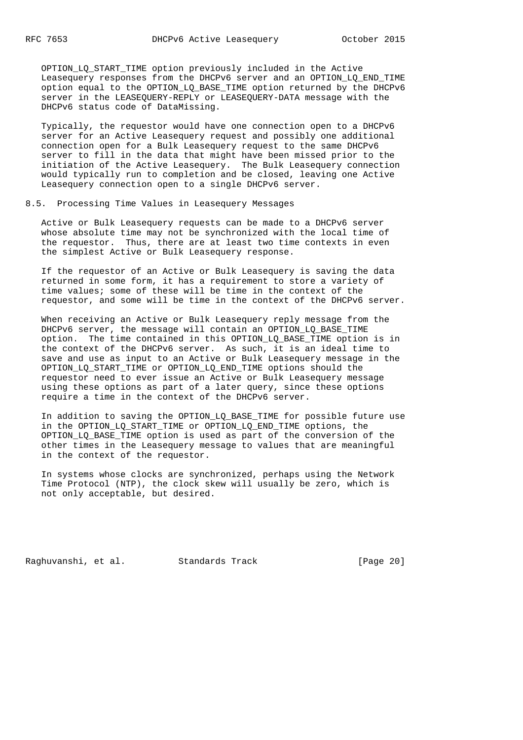OPTION_LQ_START_TIME option previously included in the Active Leasequery responses from the DHCPv6 server and an OPTION_LQ_END_TIME option equal to the OPTION_LQ_BASE_TIME option returned by the DHCPv6 server in the LEASEQUERY-REPLY or LEASEQUERY-DATA message with the DHCPv6 status code of DataMissing.

Typically, the requestor would have one connection open to a DHCPv6 server for an Active Leasequery request and possibly one additional connection open for a Bulk Leasequery request to the same DHCPv6 server to fill in the data that might have been missed prior to the initiation of the Active Leasequery. The Bulk Leasequery connection would typically run to completion and be closed, leaving one Active Leasequery connection open to a single DHCPv6 server.

### 8.5. Processing Time Values in Leasequery Messages

Active or Bulk Leasequery requests can be made to a DHCPv6 server whose absolute time may not be synchronized with the local time of the requestor. Thus, there are at least two time contexts in even the simplest Active or Bulk Leasequery response.

If the requestor of an Active or Bulk Leasequery is saving the data returned in some form, it has a requirement to store a variety of time values; some of these will be time in the context of the requestor, and some will be time in the context of the DHCPv6 server.

When receiving an Active or Bulk Leasequery reply message from the DHCPv6 server, the message will contain an OPTION_LQ_BASE_TIME option. The time contained in this OPTION_LQ_BASE_TIME option is in the context of the DHCPv6 server. As such, it is an ideal time to save and use as input to an Active or Bulk Leasequery message in the OPTION_LQ_START_TIME or OPTION_LQ_END_TIME options should the requestor need to ever issue an Active or Bulk Leasequery message using these options as part of a later query, since these options require a time in the context of the DHCPv6 server.

In addition to saving the OPTION_LQ_BASE_TIME for possible future use in the OPTION_LQ_START_TIME or OPTION_LQ_END_TIME options, the OPTION_LQ_BASE_TIME option is used as part of the conversion of the other times in the Leasequery message to values that are meaningful in the context of the requestor.

In systems whose clocks are synchronized, perhaps using the Network Time Protocol (NTP), the clock skew will usually be zero, which is not only acceptable, but desired.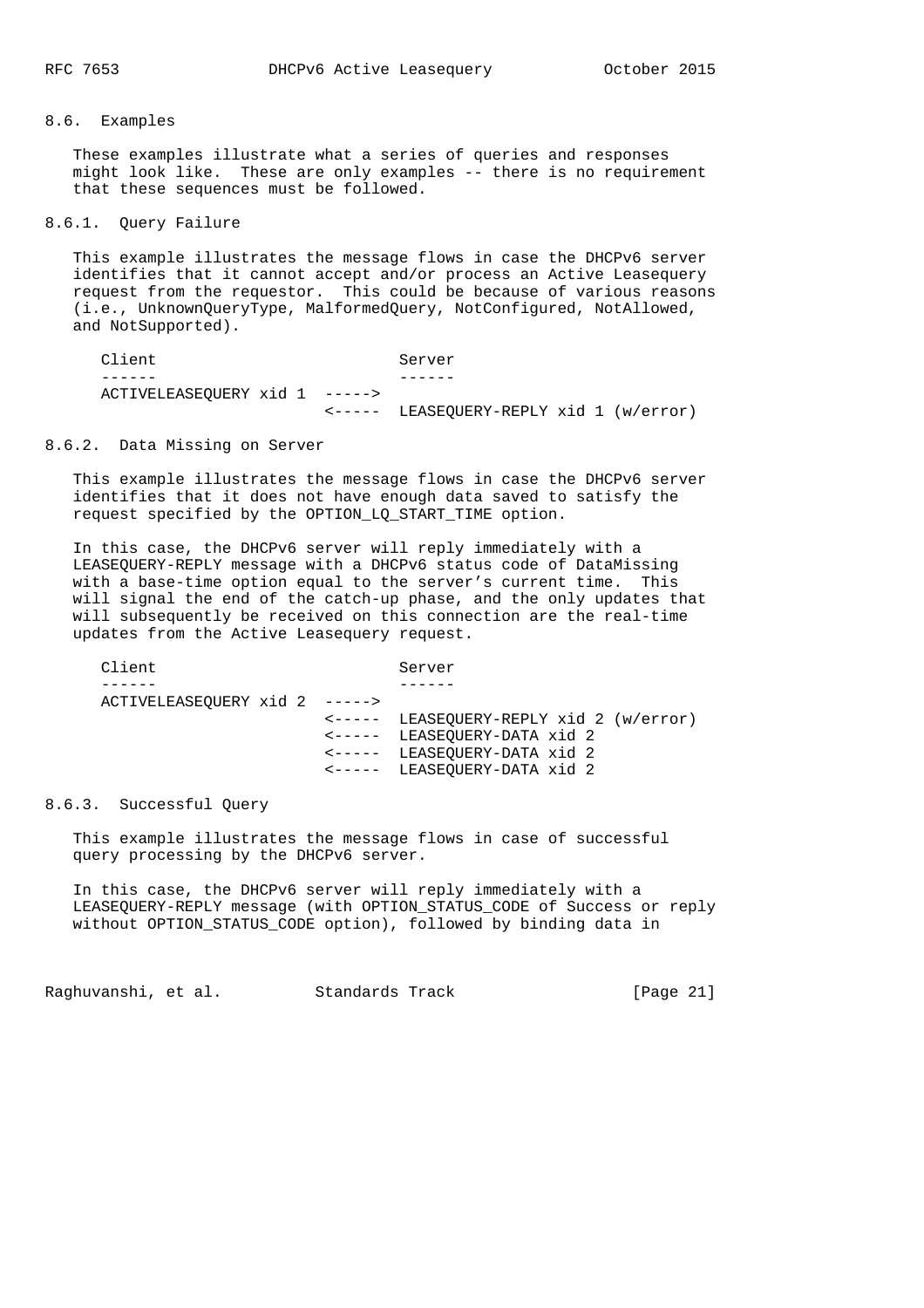### 8.6. Examples

These examples illustrate what a series of queries and responses might look like. These are only examples -- there is no requirement that these sequences must be followed.

#### 8.6.1. Query Failure

This example illustrates the message flows in case the DHCPv6 server identifies that it cannot accept and/or process an Active Leasequery request from the requestor. This could be because of various reasons (i.e., UnknownQueryType, MalformedQuery, NotConfigured, NotAllowed, and NotSupported).

```
Client                           Server
------                           ------
ACTIVELEASEQUERY xid 1  ----->
                        <-----  LEASEQUERY-REPLY xid 1 (w/error)
```

#### 8.6.2. Data Missing on Server

This example illustrates the message flows in case the DHCPv6 server identifies that it does not have enough data saved to satisfy the request specified by the OPTION_LQ_START_TIME option.

In this case, the DHCPv6 server will reply immediately with a LEASEQUERY-REPLY message with a DHCPv6 status code of DataMissing with a base-time option equal to the server's current time. This will signal the end of the catch-up phase, and the only updates that will subsequently be received on this connection are the real-time updates from the Active Leasequery request.

```
Client                           Server
------                           ------
ACTIVELEASEQUERY xid 2  ----->
                        <-----  LEASEQUERY-REPLY xid 2 (w/error)
                        <-----  LEASEQUERY-DATA xid 2
                        <-----  LEASEQUERY-DATA xid 2
                        <-----  LEASEQUERY-DATA xid 2
```

#### 8.6.3. Successful Query

This example illustrates the message flows in case of successful query processing by the DHCPv6 server.

In this case, the DHCPv6 server will reply immediately with a LEASEQUERY-REPLY message (with OPTION_STATUS_CODE of Success or reply without OPTION_STATUS_CODE option), followed by binding data in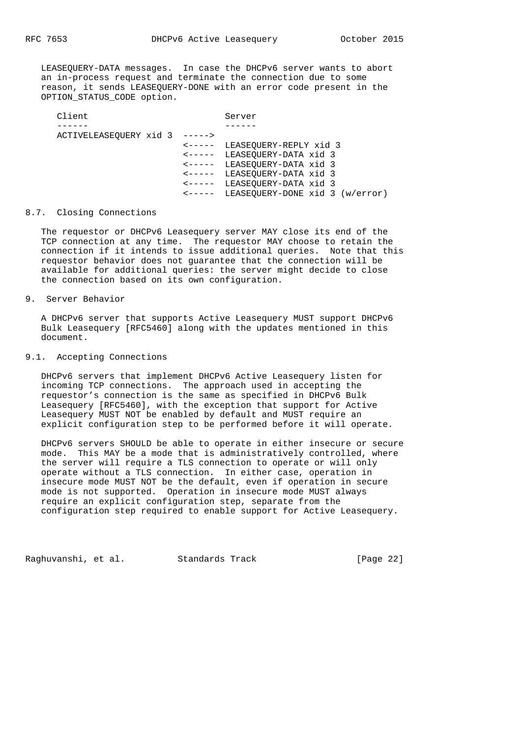LEASEQUERY-DATA messages. In case the DHCPv6 server wants to abort an in-process request and terminate the connection due to some reason, it sends LEASEQUERY-DONE with an error code present in the OPTION_STATUS_CODE option.

```
Client                          Server
------                          ------
ACTIVELEASEQUERY xid 3  ----->
                        <-----  LEASEQUERY-REPLY xid 3
                        <-----  LEASEQUERY-DATA xid 3
                        <-----  LEASEQUERY-DATA xid 3
                        <-----  LEASEQUERY-DATA xid 3
                        <-----  LEASEQUERY-DATA xid 3
                        <-----  LEASEQUERY-DONE xid 3 (w/error)
```

### 8.7. Closing Connections

The requestor or DHCPv6 Leasequery server MAY close its end of the TCP connection at any time. The requestor MAY choose to retain the connection if it intends to issue additional queries. Note that this requestor behavior does not guarantee that the connection will be available for additional queries: the server might decide to close the connection based on its own configuration.

## 9. Server Behavior

A DHCPv6 server that supports Active Leasequery MUST support DHCPv6 Bulk Leasequery [RFC5460] along with the updates mentioned in this document.

### 9.1. Accepting Connections

DHCPv6 servers that implement DHCPv6 Active Leasequery listen for incoming TCP connections. The approach used in accepting the requestor's connection is the same as specified in DHCPv6 Bulk Leasequery [RFC5460], with the exception that support for Active Leasequery MUST NOT be enabled by default and MUST require an explicit configuration step to be performed before it will operate.

DHCPv6 servers SHOULD be able to operate in either insecure or secure mode. This MAY be a mode that is administratively controlled, where the server will require a TLS connection to operate or will only operate without a TLS connection. In either case, operation in insecure mode MUST NOT be the default, even if operation in secure mode is not supported. Operation in insecure mode MUST always require an explicit configuration step, separate from the configuration step required to enable support for Active Leasequery.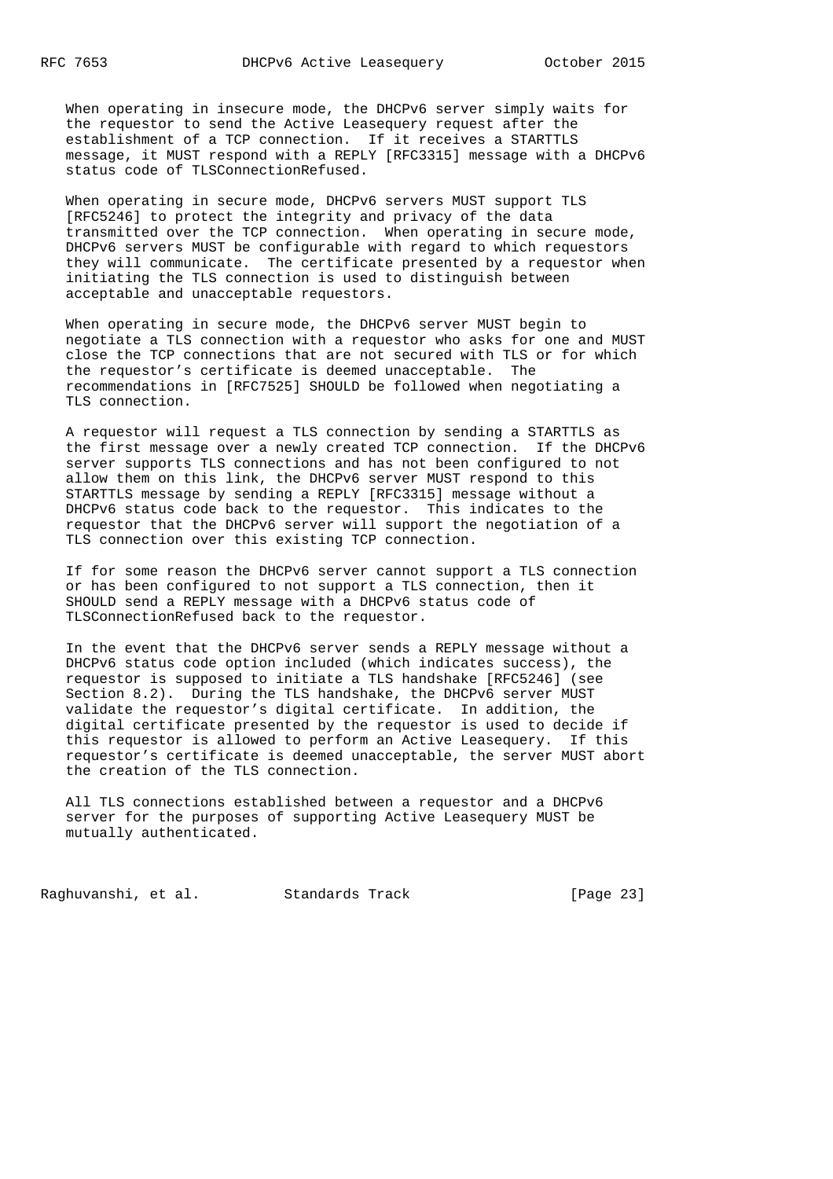When operating in insecure mode, the DHCPv6 server simply waits for the requestor to send the Active Leasequery request after the establishment of a TCP connection. If it receives a STARTTLS message, it MUST respond with a REPLY [RFC3315] message with a DHCPv6 status code of TLSConnectionRefused.

When operating in secure mode, DHCPv6 servers MUST support TLS [RFC5246] to protect the integrity and privacy of the data transmitted over the TCP connection. When operating in secure mode, DHCPv6 servers MUST be configurable with regard to which requestors they will communicate. The certificate presented by a requestor when initiating the TLS connection is used to distinguish between acceptable and unacceptable requestors.

When operating in secure mode, the DHCPv6 server MUST begin to negotiate a TLS connection with a requestor who asks for one and MUST close the TCP connections that are not secured with TLS or for which the requestor's certificate is deemed unacceptable. The recommendations in [RFC7525] SHOULD be followed when negotiating a TLS connection.

A requestor will request a TLS connection by sending a STARTTLS as the first message over a newly created TCP connection. If the DHCPv6 server supports TLS connections and has not been configured to not allow them on this link, the DHCPv6 server MUST respond to this STARTTLS message by sending a REPLY [RFC3315] message without a DHCPv6 status code back to the requestor. This indicates to the requestor that the DHCPv6 server will support the negotiation of a TLS connection over this existing TCP connection.

If for some reason the DHCPv6 server cannot support a TLS connection or has been configured to not support a TLS connection, then it SHOULD send a REPLY message with a DHCPv6 status code of TLSConnectionRefused back to the requestor.

In the event that the DHCPv6 server sends a REPLY message without a DHCPv6 status code option included (which indicates success), the requestor is supposed to initiate a TLS handshake [RFC5246] (see Section 8.2). During the TLS handshake, the DHCPv6 server MUST validate the requestor's digital certificate. In addition, the digital certificate presented by the requestor is used to decide if this requestor is allowed to perform an Active Leasequery. If this requestor's certificate is deemed unacceptable, the server MUST abort the creation of the TLS connection.

All TLS connections established between a requestor and a DHCPv6 server for the purposes of supporting Active Leasequery MUST be mutually authenticated.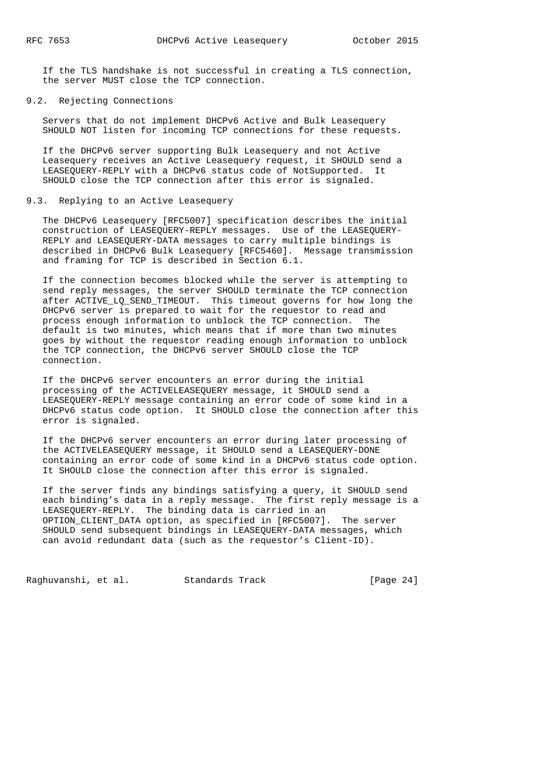If the TLS handshake is not successful in creating a TLS connection, the server MUST close the TCP connection.

### 9.2. Rejecting Connections

Servers that do not implement DHCPv6 Active and Bulk Leasequery SHOULD NOT listen for incoming TCP connections for these requests.

If the DHCPv6 server supporting Bulk Leasequery and not Active Leasequery receives an Active Leasequery request, it SHOULD send a LEASEQUERY-REPLY with a DHCPv6 status code of NotSupported. It SHOULD close the TCP connection after this error is signaled.

### 9.3. Replying to an Active Leasequery

The DHCPv6 Leasequery [RFC5007] specification describes the initial construction of LEASEQUERY-REPLY messages. Use of the LEASEQUERY-REPLY and LEASEQUERY-DATA messages to carry multiple bindings is described in DHCPv6 Bulk Leasequery [RFC5460]. Message transmission and framing for TCP is described in Section 6.1.

If the connection becomes blocked while the server is attempting to send reply messages, the server SHOULD terminate the TCP connection after ACTIVE_LQ_SEND_TIMEOUT. This timeout governs for how long the DHCPv6 server is prepared to wait for the requestor to read and process enough information to unblock the TCP connection. The default is two minutes, which means that if more than two minutes goes by without the requestor reading enough information to unblock the TCP connection, the DHCPv6 server SHOULD close the TCP connection.

If the DHCPv6 server encounters an error during the initial processing of the ACTIVELEASEQUERY message, it SHOULD send a LEASEQUERY-REPLY message containing an error code of some kind in a DHCPv6 status code option. It SHOULD close the connection after this error is signaled.

If the DHCPv6 server encounters an error during later processing of the ACTIVELEASEQUERY message, it SHOULD send a LEASEQUERY-DONE containing an error code of some kind in a DHCPv6 status code option. It SHOULD close the connection after this error is signaled.

If the server finds any bindings satisfying a query, it SHOULD send each binding's data in a reply message. The first reply message is a LEASEQUERY-REPLY. The binding data is carried in an OPTION_CLIENT_DATA option, as specified in [RFC5007]. The server SHOULD send subsequent bindings in LEASEQUERY-DATA messages, which can avoid redundant data (such as the requestor's Client-ID).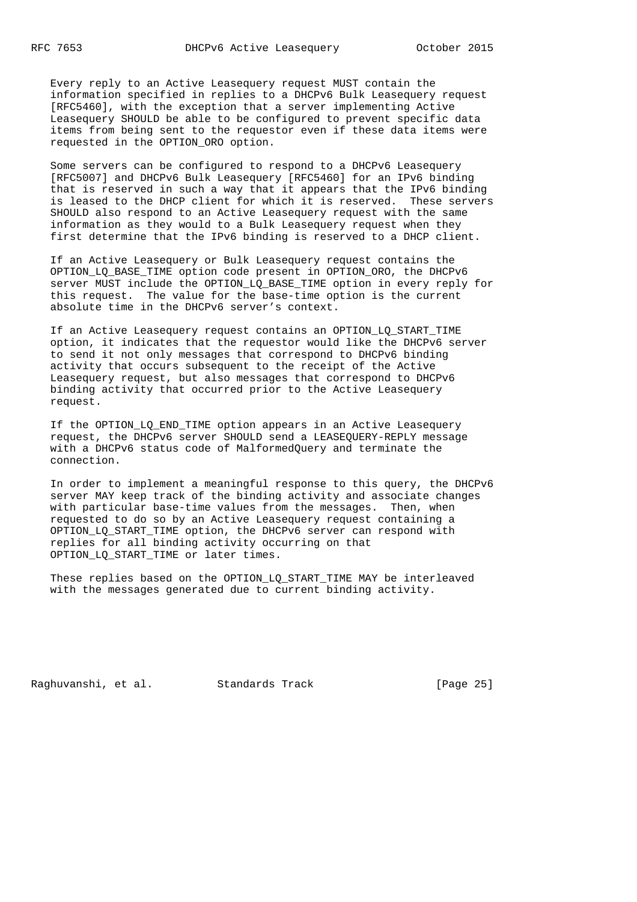Every reply to an Active Leasequery request MUST contain the information specified in replies to a DHCPv6 Bulk Leasequery request [RFC5460], with the exception that a server implementing Active Leasequery SHOULD be able to be configured to prevent specific data items from being sent to the requestor even if these data items were requested in the OPTION_ORO option.

Some servers can be configured to respond to a DHCPv6 Leasequery [RFC5007] and DHCPv6 Bulk Leasequery [RFC5460] for an IPv6 binding that is reserved in such a way that it appears that the IPv6 binding is leased to the DHCP client for which it is reserved. These servers SHOULD also respond to an Active Leasequery request with the same information as they would to a Bulk Leasequery request when they first determine that the IPv6 binding is reserved to a DHCP client.

If an Active Leasequery or Bulk Leasequery request contains the OPTION_LQ_BASE_TIME option code present in OPTION_ORO, the DHCPv6 server MUST include the OPTION_LQ_BASE_TIME option in every reply for this request. The value for the base-time option is the current absolute time in the DHCPv6 server's context.

If an Active Leasequery request contains an OPTION_LQ_START_TIME option, it indicates that the requestor would like the DHCPv6 server to send it not only messages that correspond to DHCPv6 binding activity that occurs subsequent to the receipt of the Active Leasequery request, but also messages that correspond to DHCPv6 binding activity that occurred prior to the Active Leasequery request.

If the OPTION_LQ_END_TIME option appears in an Active Leasequery request, the DHCPv6 server SHOULD send a LEASEQUERY-REPLY message with a DHCPv6 status code of MalformedQuery and terminate the connection.

In order to implement a meaningful response to this query, the DHCPv6 server MAY keep track of the binding activity and associate changes with particular base-time values from the messages. Then, when requested to do so by an Active Leasequery request containing a OPTION_LQ_START_TIME option, the DHCPv6 server can respond with replies for all binding activity occurring on that OPTION_LQ_START_TIME or later times.

These replies based on the OPTION_LQ_START_TIME MAY be interleaved with the messages generated due to current binding activity.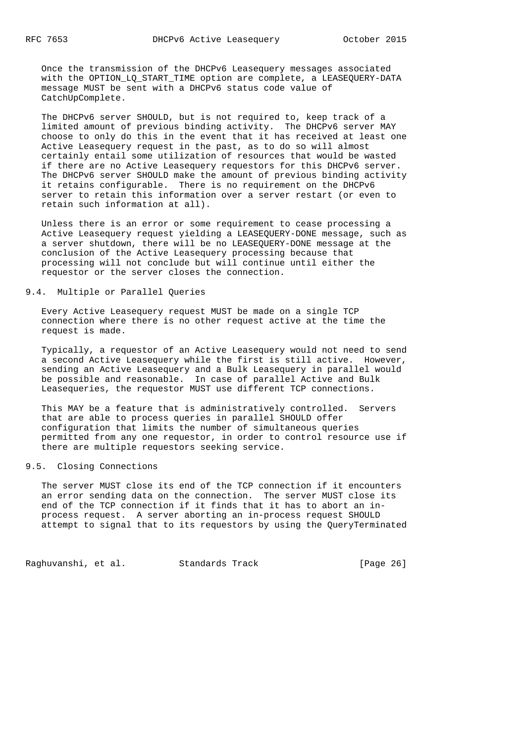Once the transmission of the DHCPv6 Leasequery messages associated with the OPTION_LQ_START_TIME option are complete, a LEASEQUERY-DATA message MUST be sent with a DHCPv6 status code value of CatchUpComplete.

The DHCPv6 server SHOULD, but is not required to, keep track of a limited amount of previous binding activity. The DHCPv6 server MAY choose to only do this in the event that it has received at least one Active Leasequery request in the past, as to do so will almost certainly entail some utilization of resources that would be wasted if there are no Active Leasequery requestors for this DHCPv6 server. The DHCPv6 server SHOULD make the amount of previous binding activity it retains configurable. There is no requirement on the DHCPv6 server to retain this information over a server restart (or even to retain such information at all).

Unless there is an error or some requirement to cease processing a Active Leasequery request yielding a LEASEQUERY-DONE message, such as a server shutdown, there will be no LEASEQUERY-DONE message at the conclusion of the Active Leasequery processing because that processing will not conclude but will continue until either the requestor or the server closes the connection.

## 9.4. Multiple or Parallel Queries

Every Active Leasequery request MUST be made on a single TCP connection where there is no other request active at the time the request is made.

Typically, a requestor of an Active Leasequery would not need to send a second Active Leasequery while the first is still active. However, sending an Active Leasequery and a Bulk Leasequery in parallel would be possible and reasonable. In case of parallel Active and Bulk Leasequeries, the requestor MUST use different TCP connections.

This MAY be a feature that is administratively controlled. Servers that are able to process queries in parallel SHOULD offer configuration that limits the number of simultaneous queries permitted from any one requestor, in order to control resource use if there are multiple requestors seeking service.

## 9.5. Closing Connections

The server MUST close its end of the TCP connection if it encounters an error sending data on the connection. The server MUST close its end of the TCP connection if it finds that it has to abort an in-process request. A server aborting an in-process request SHOULD attempt to signal that to its requestors by using the QueryTerminated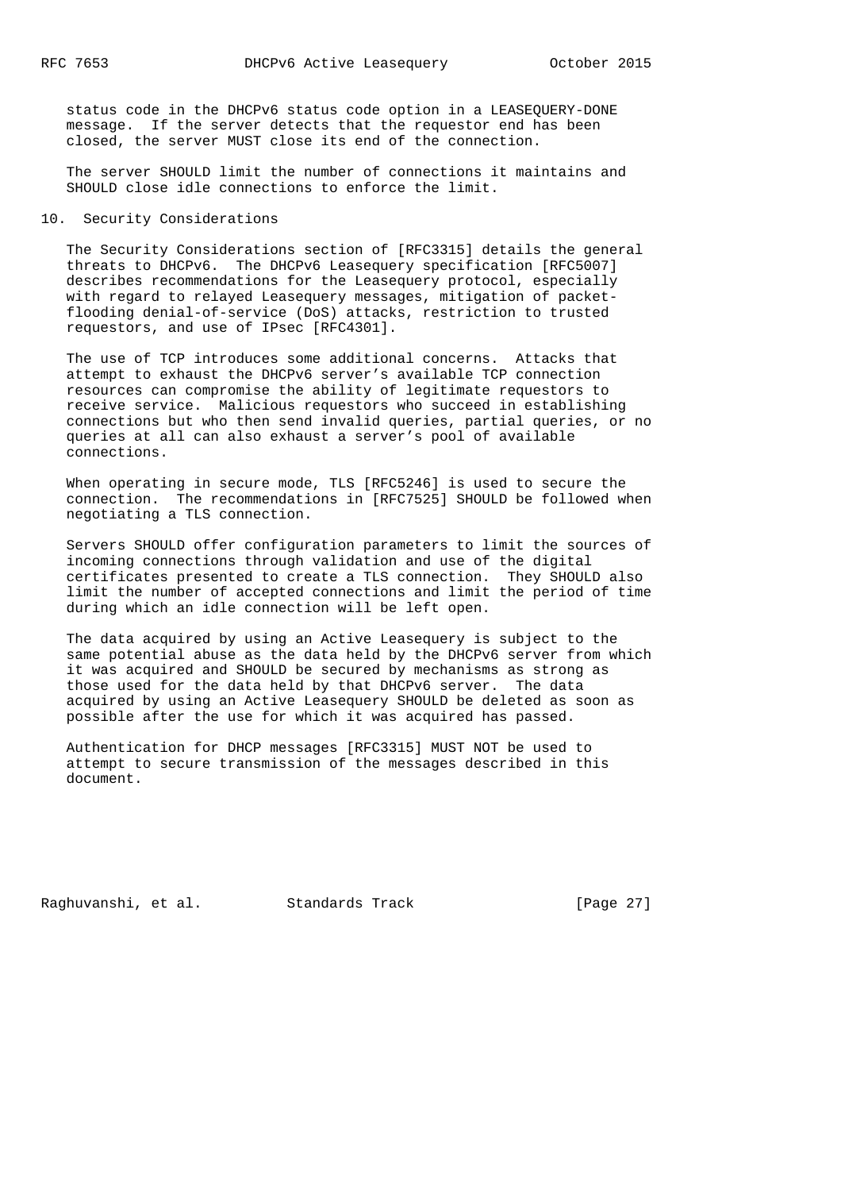status code in the DHCPv6 status code option in a LEASEQUERY-DONE message. If the server detects that the requestor end has been closed, the server MUST close its end of the connection.

The server SHOULD limit the number of connections it maintains and SHOULD close idle connections to enforce the limit.

## 10. Security Considerations

The Security Considerations section of [RFC3315] details the general threats to DHCPv6. The DHCPv6 Leasequery specification [RFC5007] describes recommendations for the Leasequery protocol, especially with regard to relayed Leasequery messages, mitigation of packet-flooding denial-of-service (DoS) attacks, restriction to trusted requestors, and use of IPsec [RFC4301].

The use of TCP introduces some additional concerns. Attacks that attempt to exhaust the DHCPv6 server's available TCP connection resources can compromise the ability of legitimate requestors to receive service. Malicious requestors who succeed in establishing connections but who then send invalid queries, partial queries, or no queries at all can also exhaust a server's pool of available connections.

When operating in secure mode, TLS [RFC5246] is used to secure the connection. The recommendations in [RFC7525] SHOULD be followed when negotiating a TLS connection.

Servers SHOULD offer configuration parameters to limit the sources of incoming connections through validation and use of the digital certificates presented to create a TLS connection. They SHOULD also limit the number of accepted connections and limit the period of time during which an idle connection will be left open.

The data acquired by using an Active Leasequery is subject to the same potential abuse as the data held by the DHCPv6 server from which it was acquired and SHOULD be secured by mechanisms as strong as those used for the data held by that DHCPv6 server. The data acquired by using an Active Leasequery SHOULD be deleted as soon as possible after the use for which it was acquired has passed.

Authentication for DHCP messages [RFC3315] MUST NOT be used to attempt to secure transmission of the messages described in this document.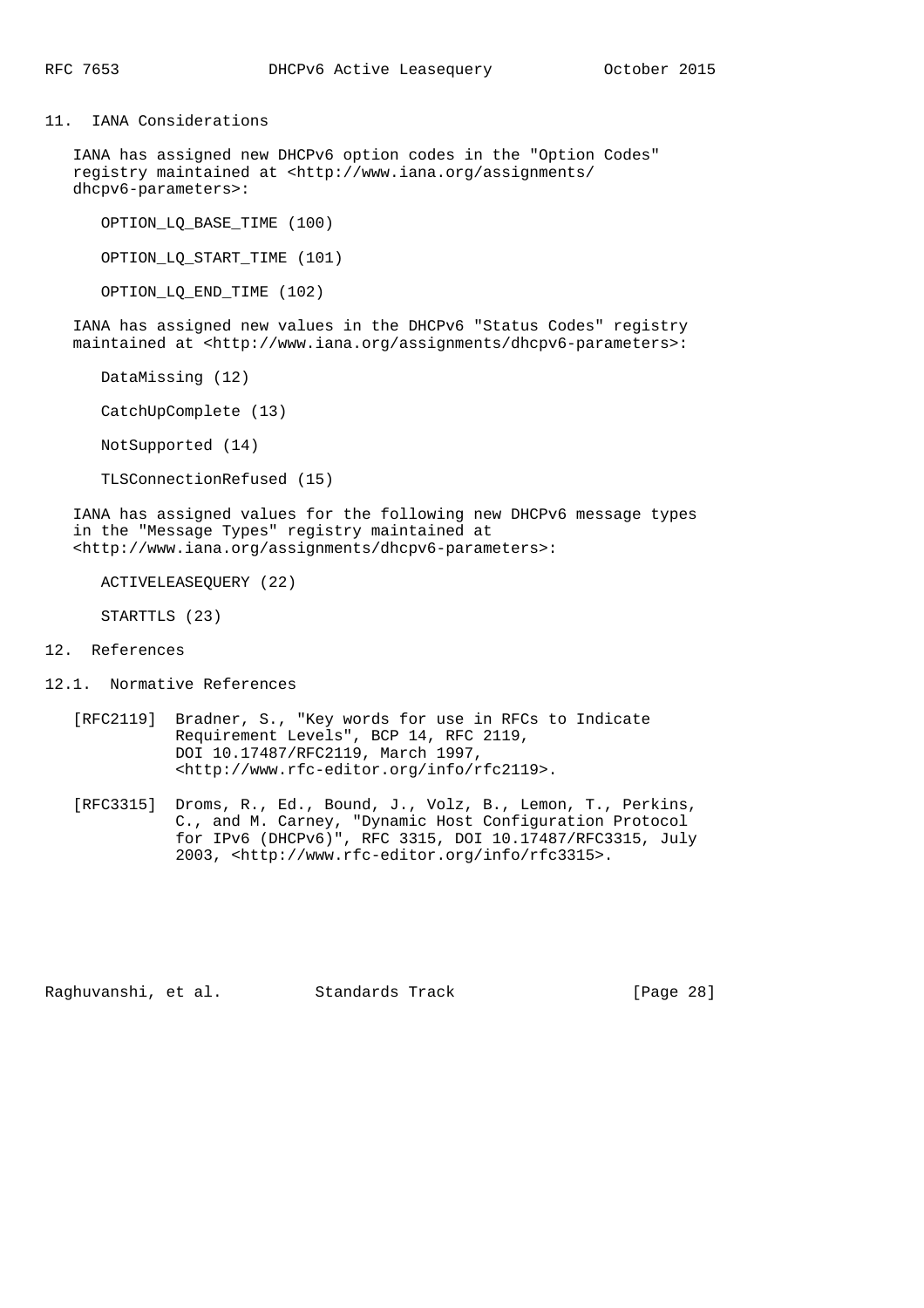## 11. IANA Considerations

IANA has assigned new DHCPv6 option codes in the "Option Codes" registry maintained at <http://www.iana.org/assignments/dhcpv6-parameters>:

OPTION_LQ_BASE_TIME (100)

OPTION_LQ_START_TIME (101)

OPTION_LQ_END_TIME (102)

IANA has assigned new values in the DHCPv6 "Status Codes" registry maintained at <http://www.iana.org/assignments/dhcpv6-parameters>:

DataMissing (12)

CatchUpComplete (13)

NotSupported (14)

TLSConnectionRefused (15)

IANA has assigned values for the following new DHCPv6 message types in the "Message Types" registry maintained at <http://www.iana.org/assignments/dhcpv6-parameters>:

ACTIVELEASEQUERY (22)

STARTTLS (23)

## 12. References

### 12.1. Normative References

[RFC2119] Bradner, S., "Key words for use in RFCs to Indicate Requirement Levels", BCP 14, RFC 2119, DOI 10.17487/RFC2119, March 1997, <http://www.rfc-editor.org/info/rfc2119>.

[RFC3315] Droms, R., Ed., Bound, J., Volz, B., Lemon, T., Perkins, C., and M. Carney, "Dynamic Host Configuration Protocol for IPv6 (DHCPv6)", RFC 3315, DOI 10.17487/RFC3315, July 2003, <http://www.rfc-editor.org/info/rfc3315>.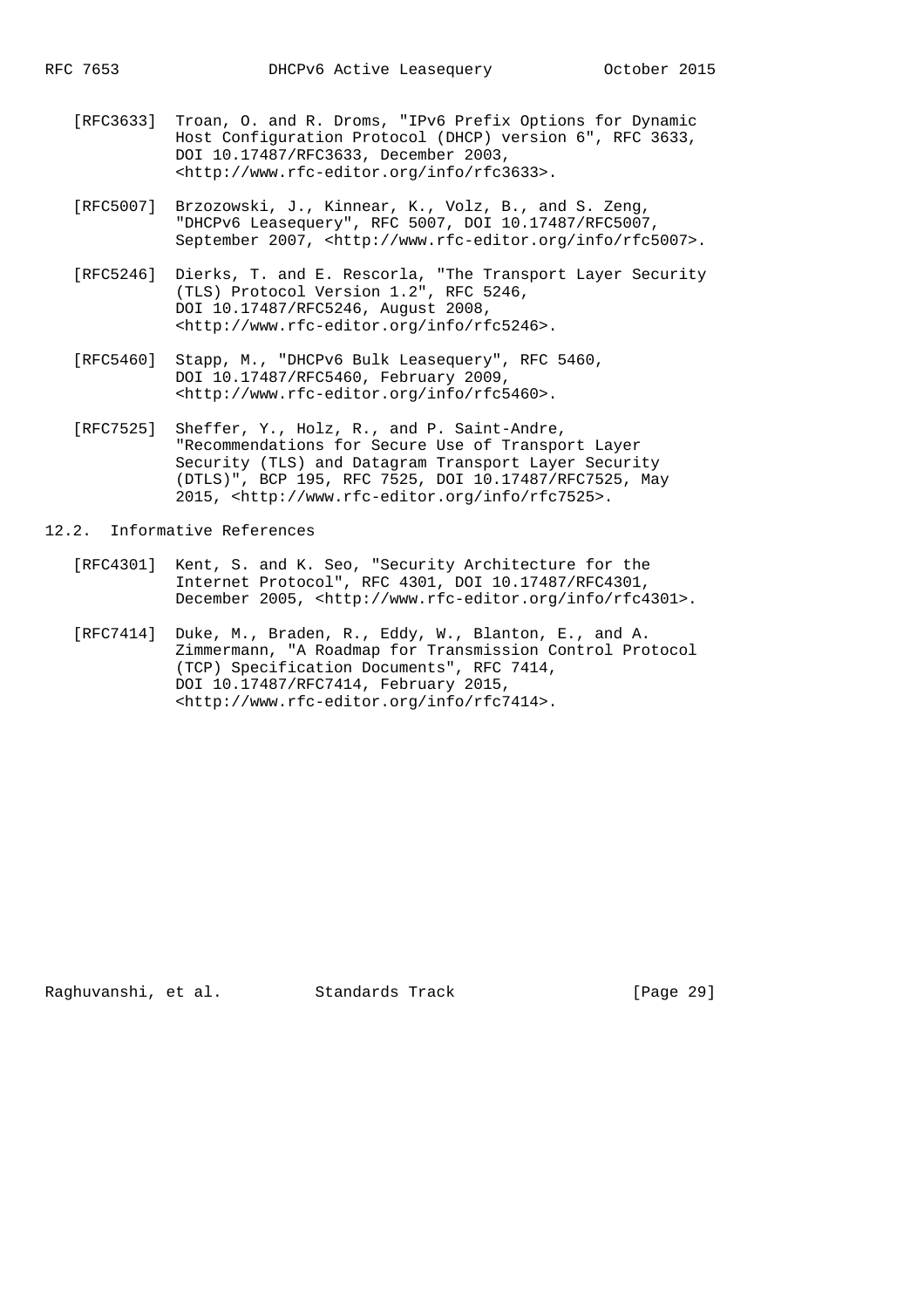[RFC3633] Troan, O. and R. Droms, "IPv6 Prefix Options for Dynamic Host Configuration Protocol (DHCP) version 6", RFC 3633, DOI 10.17487/RFC3633, December 2003, <http://www.rfc-editor.org/info/rfc3633>.

[RFC5007] Brzozowski, J., Kinnear, K., Volz, B., and S. Zeng, "DHCPv6 Leasequery", RFC 5007, DOI 10.17487/RFC5007, September 2007, <http://www.rfc-editor.org/info/rfc5007>.

[RFC5246] Dierks, T. and E. Rescorla, "The Transport Layer Security (TLS) Protocol Version 1.2", RFC 5246, DOI 10.17487/RFC5246, August 2008, <http://www.rfc-editor.org/info/rfc5246>.

[RFC5460] Stapp, M., "DHCPv6 Bulk Leasequery", RFC 5460, DOI 10.17487/RFC5460, February 2009, <http://www.rfc-editor.org/info/rfc5460>.

[RFC7525] Sheffer, Y., Holz, R., and P. Saint-Andre, "Recommendations for Secure Use of Transport Layer Security (TLS) and Datagram Transport Layer Security (DTLS)", BCP 195, RFC 7525, DOI 10.17487/RFC7525, May 2015, <http://www.rfc-editor.org/info/rfc7525>.

### 12.2. Informative References

[RFC4301] Kent, S. and K. Seo, "Security Architecture for the Internet Protocol", RFC 4301, DOI 10.17487/RFC4301, December 2005, <http://www.rfc-editor.org/info/rfc4301>.

[RFC7414] Duke, M., Braden, R., Eddy, W., Blanton, E., and A. Zimmermann, "A Roadmap for Transmission Control Protocol (TCP) Specification Documents", RFC 7414, DOI 10.17487/RFC7414, February 2015, <http://www.rfc-editor.org/info/rfc7414>.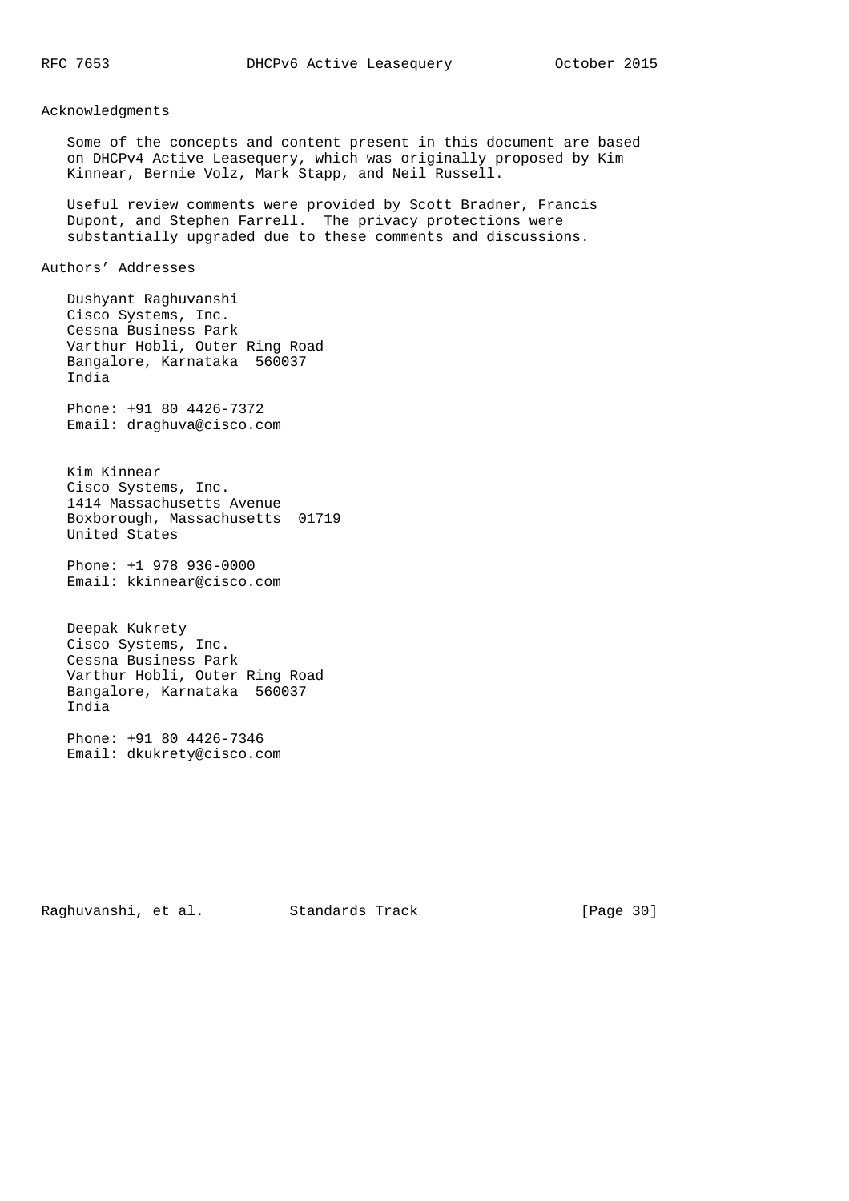## Acknowledgments

Some of the concepts and content present in this document are based on DHCPv4 Active Leasequery, which was originally proposed by Kim Kinnear, Bernie Volz, Mark Stapp, and Neil Russell.

Useful review comments were provided by Scott Bradner, Francis Dupont, and Stephen Farrell. The privacy protections were substantially upgraded due to these comments and discussions.

## Authors' Addresses

Dushyant Raghuvanshi
Cisco Systems, Inc.
Cessna Business Park
Varthur Hobli, Outer Ring Road
Bangalore, Karnataka  560037
India

Phone: +91 80 4426-7372
Email: draghuva@cisco.com

Kim Kinnear
Cisco Systems, Inc.
1414 Massachusetts Avenue
Boxborough, Massachusetts  01719
United States

Phone: +1 978 936-0000
Email: kkinnear@cisco.com

Deepak Kukrety
Cisco Systems, Inc.
Cessna Business Park
Varthur Hobli, Outer Ring Road
Bangalore, Karnataka  560037
India

Phone: +91 80 4426-7346
Email: dkukrety@cisco.com